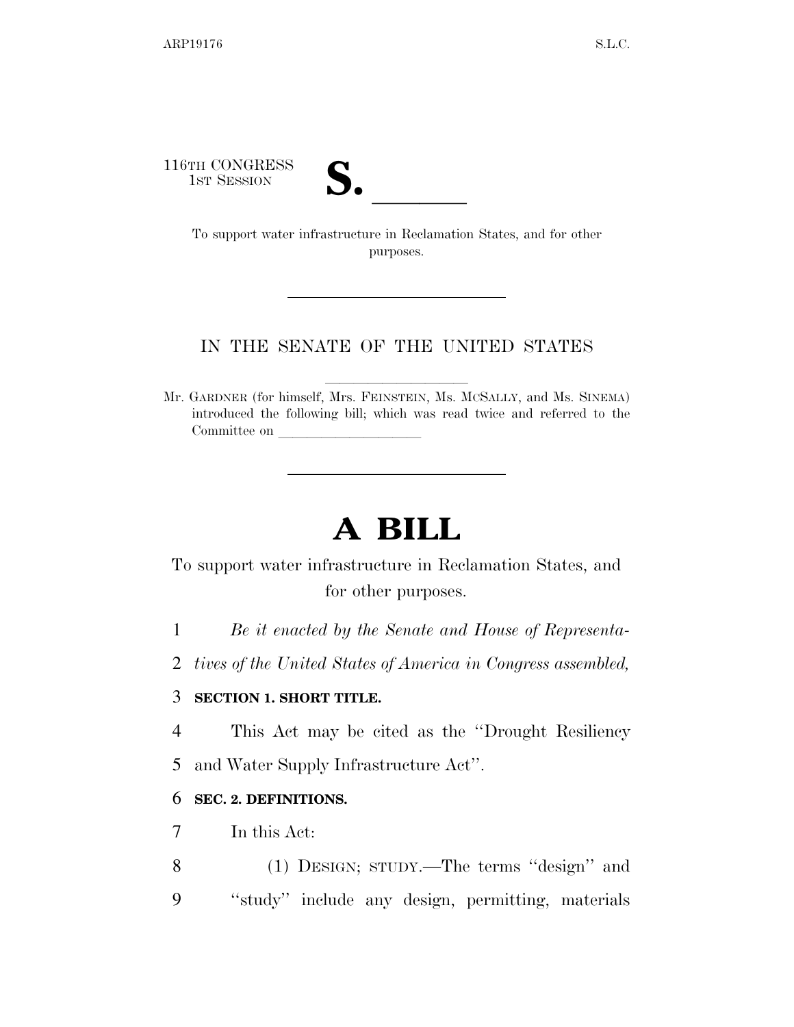116TH CONGRESS
1ST SESSION

# S. ______

To support water infrastructure in Reclamation States, and for other purposes.

IN THE SENATE OF THE UNITED STATES

Mr. GARDNER (for himself, Mrs. FEINSTEIN, Ms. MCSALLY, and Ms. SINEMA) introduced the following bill; which was read twice and referred to the Committee on ______________

# A BILL

To support water infrastructure in Reclamation States, and for other purposes.

1 *Be it enacted by the Senate and House of Representa-*

2 *tives of the United States of America in Congress assembled,*

3 **SECTION 1. SHORT TITLE.**

4 This Act may be cited as the ''Drought Resiliency

5 and Water Supply Infrastructure Act''.

6 **SEC. 2. DEFINITIONS.**

7 In this Act:

8 (1) DESIGN; STUDY.—The terms ''design'' and

9 ''study'' include any design, permitting, materials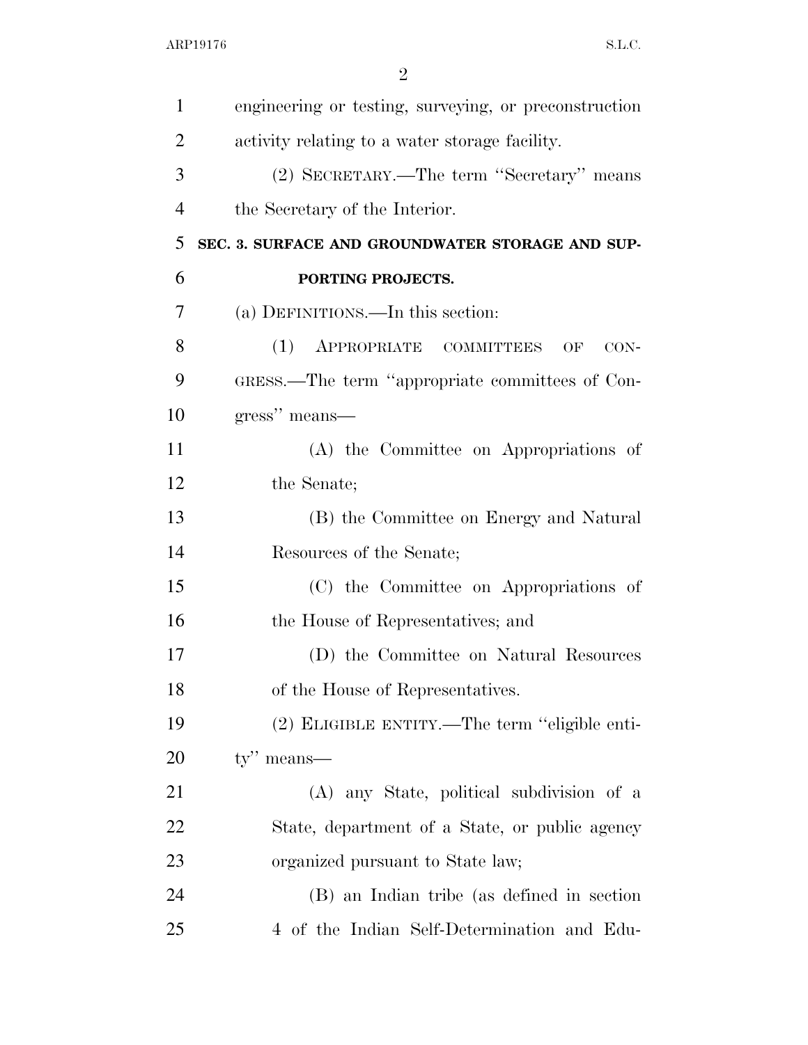engineering or testing, surveying, or preconstruction activity relating to a water storage facility.

(2) SECRETARY.—The term "Secretary" means the Secretary of the Interior.

**SEC. 3. SURFACE AND GROUNDWATER STORAGE AND SUPPORTING PROJECTS.**

(a) DEFINITIONS.—In this section:

(1) APPROPRIATE COMMITTEES OF CONGRESS.—The term "appropriate committees of Congress" means—

(A) the Committee on Appropriations of the Senate;

(B) the Committee on Energy and Natural Resources of the Senate;

(C) the Committee on Appropriations of the House of Representatives; and

(D) the Committee on Natural Resources of the House of Representatives.

(2) ELIGIBLE ENTITY.—The term "eligible entity" means—

(A) any State, political subdivision of a State, department of a State, or public agency organized pursuant to State law;

(B) an Indian tribe (as defined in section 4 of the Indian Self-Determination and Edu-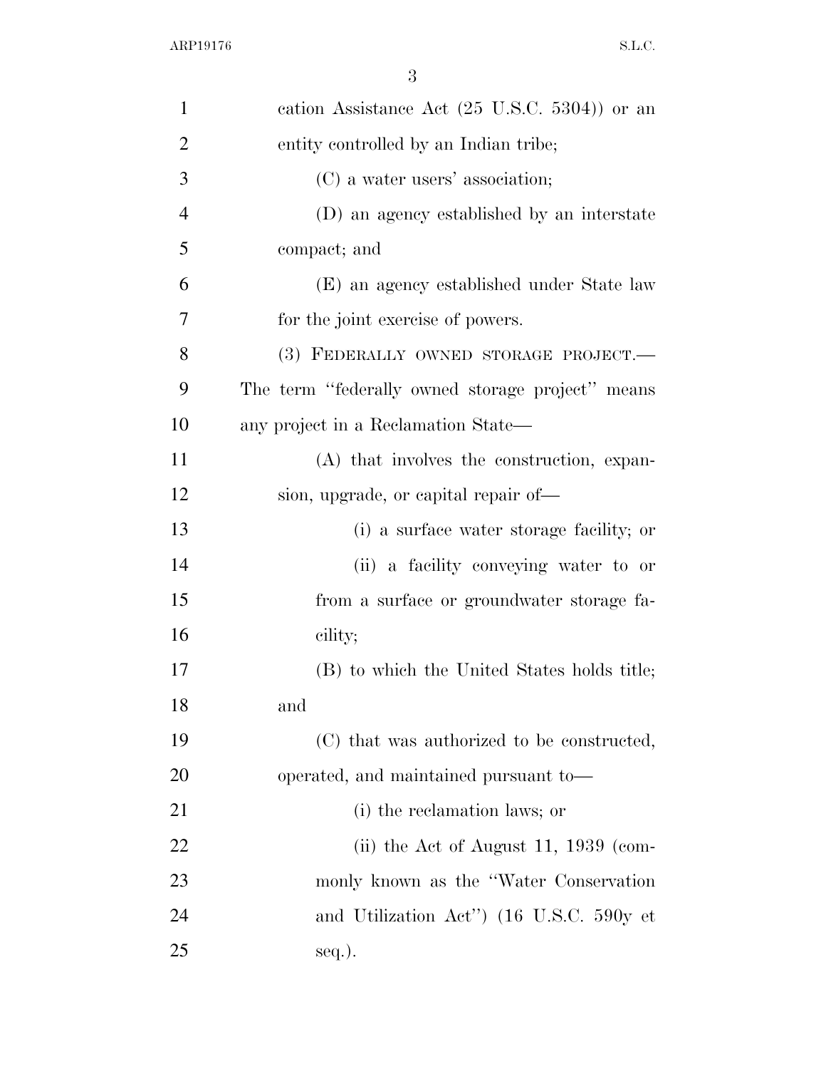cation Assistance Act (25 U.S.C. 5304)) or an entity controlled by an Indian tribe;

(C) a water users' association;

(D) an agency established by an interstate compact; and

(E) an agency established under State law for the joint exercise of powers.

(3) FEDERALLY OWNED STORAGE PROJECT.— The term "federally owned storage project" means any project in a Reclamation State—

(A) that involves the construction, expansion, upgrade, or capital repair of—

(i) a surface water storage facility; or

(ii) a facility conveying water to or from a surface or groundwater storage facility;

(B) to which the United States holds title; and

(C) that was authorized to be constructed, operated, and maintained pursuant to—

(i) the reclamation laws; or

(ii) the Act of August 11, 1939 (commonly known as the "Water Conservation and Utilization Act") (16 U.S.C. 590y et seq.).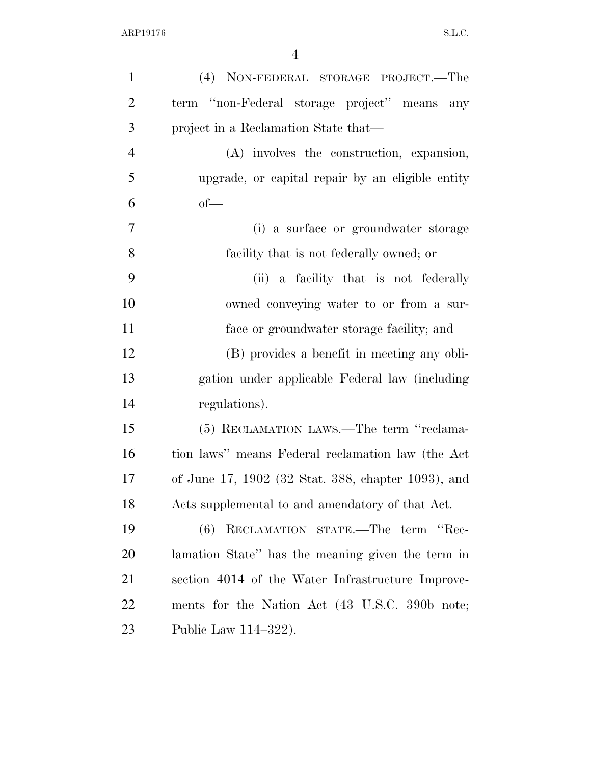(4) NON-FEDERAL STORAGE PROJECT.—The term "non-Federal storage project" means any project in a Reclamation State that—

(A) involves the construction, expansion, upgrade, or capital repair by an eligible entity of—

(i) a surface or groundwater storage facility that is not federally owned; or

(ii) a facility that is not federally owned conveying water to or from a surface or groundwater storage facility; and

(B) provides a benefit in meeting any obligation under applicable Federal law (including regulations).

(5) RECLAMATION LAWS.—The term "reclamation laws" means Federal reclamation law (the Act of June 17, 1902 (32 Stat. 388, chapter 1093), and Acts supplemental to and amendatory of that Act.

(6) RECLAMATION STATE.—The term "Reclamation State" has the meaning given the term in section 4014 of the Water Infrastructure Improvements for the Nation Act (43 U.S.C. 390b note; Public Law 114–322).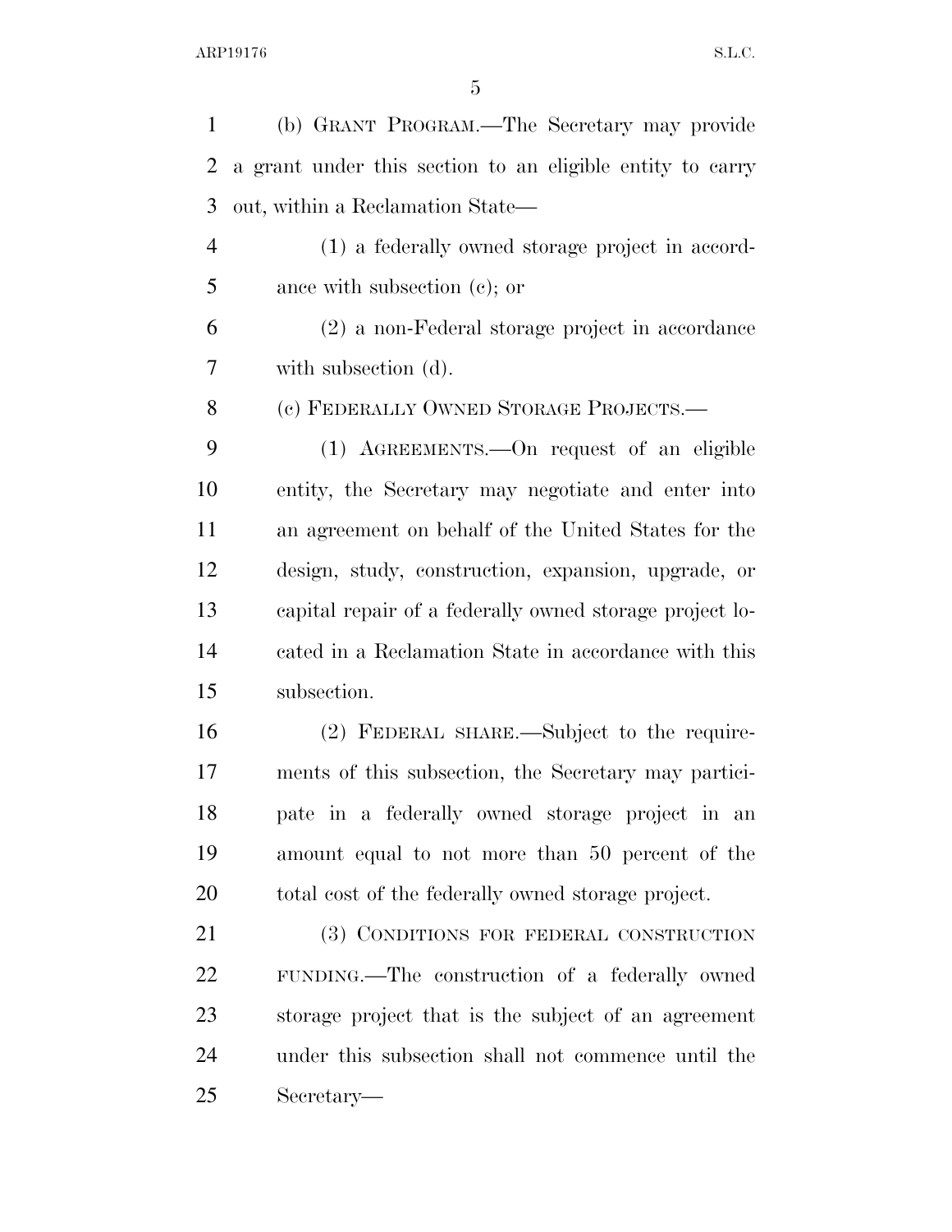(b) GRANT PROGRAM.—The Secretary may provide a grant under this section to an eligible entity to carry out, within a Reclamation State—

(1) a federally owned storage project in accordance with subsection (c); or

(2) a non-Federal storage project in accordance with subsection (d).

(c) FEDERALLY OWNED STORAGE PROJECTS.—

(1) AGREEMENTS.—On request of an eligible entity, the Secretary may negotiate and enter into an agreement on behalf of the United States for the design, study, construction, expansion, upgrade, or capital repair of a federally owned storage project located in a Reclamation State in accordance with this subsection.

(2) FEDERAL SHARE.—Subject to the requirements of this subsection, the Secretary may participate in a federally owned storage project in an amount equal to not more than 50 percent of the total cost of the federally owned storage project.

(3) CONDITIONS FOR FEDERAL CONSTRUCTION FUNDING.—The construction of a federally owned storage project that is the subject of an agreement under this subsection shall not commence until the Secretary—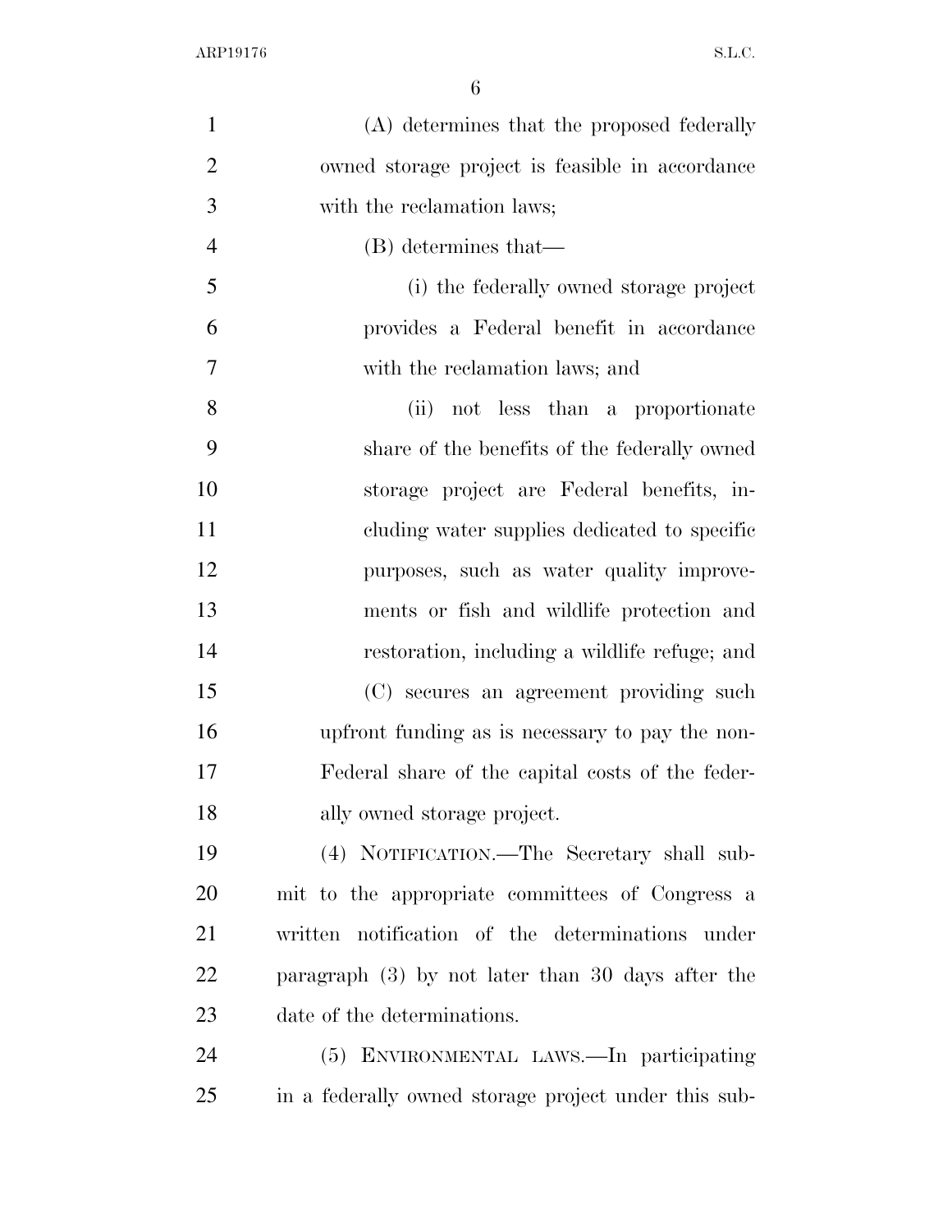(A) determines that the proposed federally owned storage project is feasible in accordance with the reclamation laws;

(B) determines that—

(i) the federally owned storage project provides a Federal benefit in accordance with the reclamation laws; and

(ii) not less than a proportionate share of the benefits of the federally owned storage project are Federal benefits, including water supplies dedicated to specific purposes, such as water quality improvements or fish and wildlife protection and restoration, including a wildlife refuge; and

(C) secures an agreement providing such upfront funding as is necessary to pay the non-Federal share of the capital costs of the federally owned storage project.

(4) NOTIFICATION.—The Secretary shall submit to the appropriate committees of Congress a written notification of the determinations under paragraph (3) by not later than 30 days after the date of the determinations.

(5) ENVIRONMENTAL LAWS.—In participating in a federally owned storage project under this sub-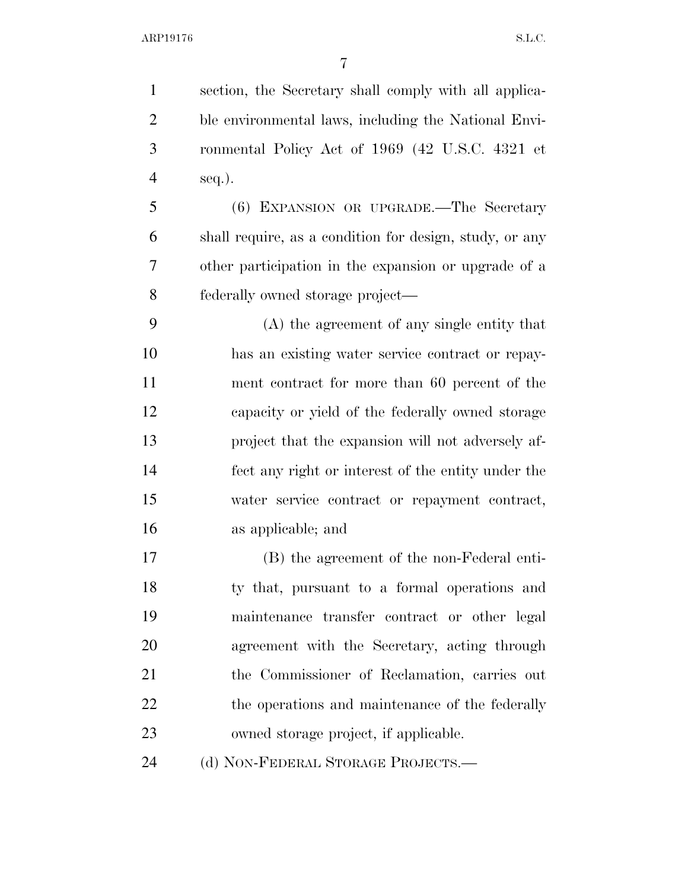section, the Secretary shall comply with all applicable environmental laws, including the National Environmental Policy Act of 1969 (42 U.S.C. 4321 et seq.).

(6) EXPANSION OR UPGRADE.—The Secretary shall require, as a condition for design, study, or any other participation in the expansion or upgrade of a federally owned storage project—

(A) the agreement of any single entity that has an existing water service contract or repayment contract for more than 60 percent of the capacity or yield of the federally owned storage project that the expansion will not adversely affect any right or interest of the entity under the water service contract or repayment contract, as applicable; and

(B) the agreement of the non-Federal entity that, pursuant to a formal operations and maintenance transfer contract or other legal agreement with the Secretary, acting through the Commissioner of Reclamation, carries out the operations and maintenance of the federally owned storage project, if applicable.

(d) NON-FEDERAL STORAGE PROJECTS.—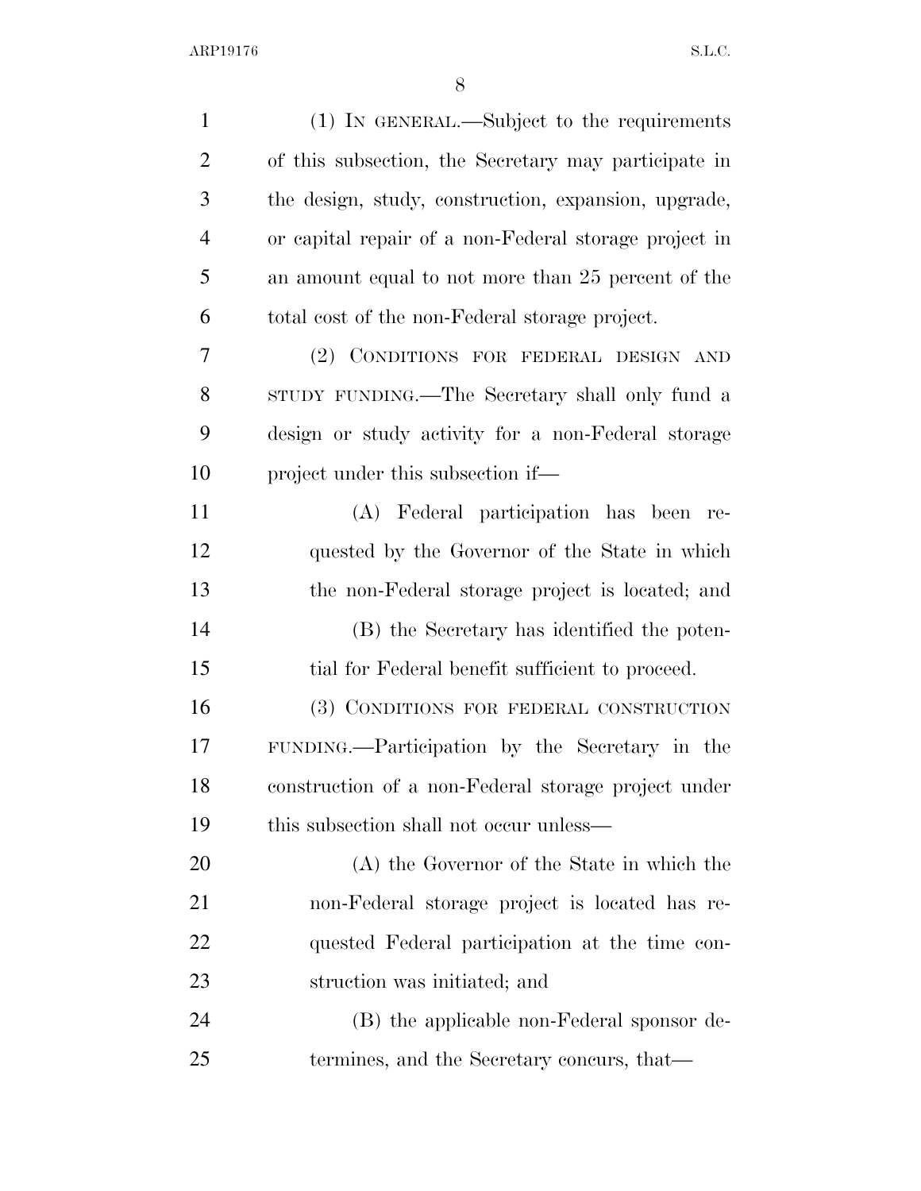(1) IN GENERAL.—Subject to the requirements of this subsection, the Secretary may participate in the design, study, construction, expansion, upgrade, or capital repair of a non-Federal storage project in an amount equal to not more than 25 percent of the total cost of the non-Federal storage project.

(2) CONDITIONS FOR FEDERAL DESIGN AND STUDY FUNDING.—The Secretary shall only fund a design or study activity for a non-Federal storage project under this subsection if—

(A) Federal participation has been requested by the Governor of the State in which the non-Federal storage project is located; and

(B) the Secretary has identified the potential for Federal benefit sufficient to proceed.

(3) CONDITIONS FOR FEDERAL CONSTRUCTION FUNDING.—Participation by the Secretary in the construction of a non-Federal storage project under this subsection shall not occur unless—

(A) the Governor of the State in which the non-Federal storage project is located has requested Federal participation at the time construction was initiated; and

(B) the applicable non-Federal sponsor determines, and the Secretary concurs, that—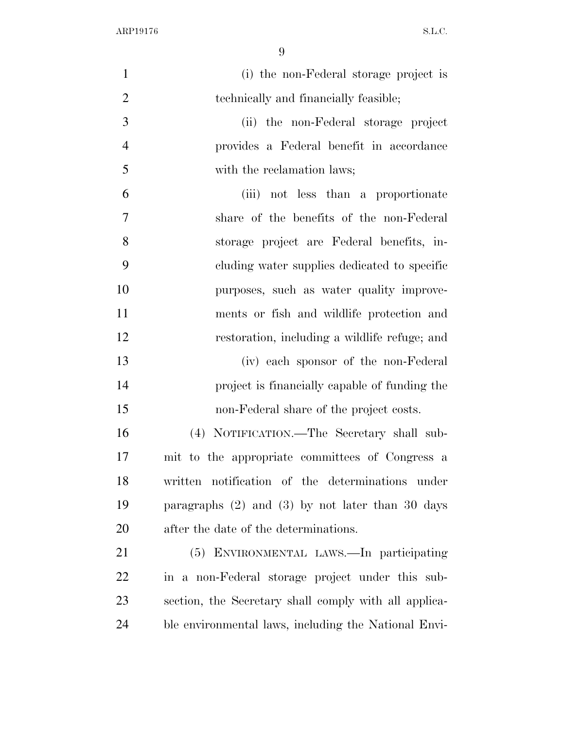(i) the non-Federal storage project is technically and financially feasible;

(ii) the non-Federal storage project provides a Federal benefit in accordance with the reclamation laws;

(iii) not less than a proportionate share of the benefits of the non-Federal storage project are Federal benefits, including water supplies dedicated to specific purposes, such as water quality improvements or fish and wildlife protection and restoration, including a wildlife refuge; and

(iv) each sponsor of the non-Federal project is financially capable of funding the non-Federal share of the project costs.

(4) NOTIFICATION.—The Secretary shall submit to the appropriate committees of Congress a written notification of the determinations under paragraphs (2) and (3) by not later than 30 days after the date of the determinations.

(5) ENVIRONMENTAL LAWS.—In participating in a non-Federal storage project under this subsection, the Secretary shall comply with all applicable environmental laws, including the National Envi-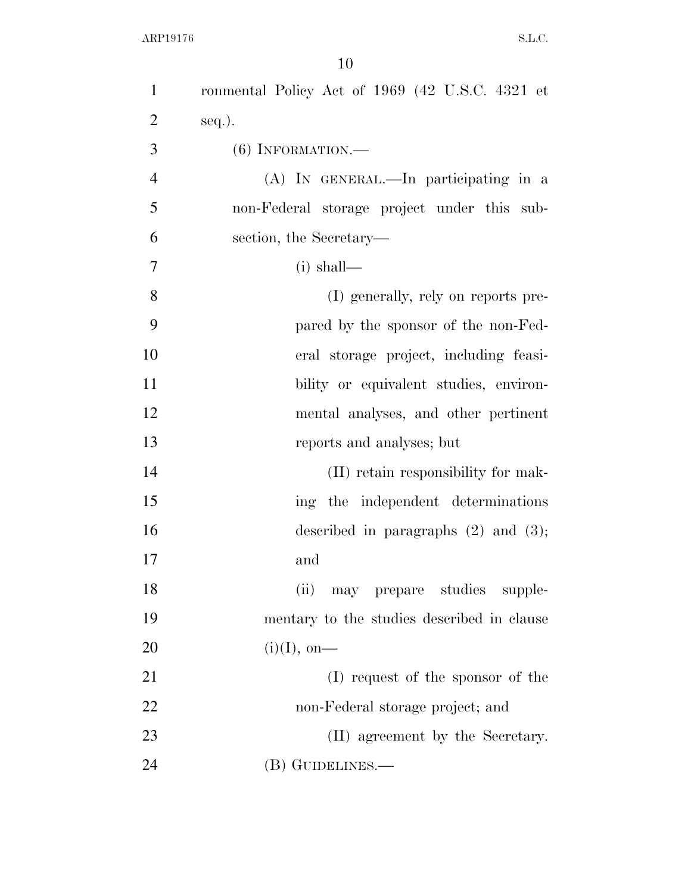ronmental Policy Act of 1969 (42 U.S.C. 4321 et seq.).

(6) INFORMATION.—

(A) IN GENERAL.—In participating in a non-Federal storage project under this subsection, the Secretary—

(i) shall—

(I) generally, rely on reports prepared by the sponsor of the non-Federal storage project, including feasibility or equivalent studies, environmental analyses, and other pertinent reports and analyses; but

(II) retain responsibility for making the independent determinations described in paragraphs (2) and (3); and

(ii) may prepare studies supplementary to the studies described in clause (i)(I), on—

(I) request of the sponsor of the non-Federal storage project; and

(II) agreement by the Secretary.

(B) GUIDELINES.—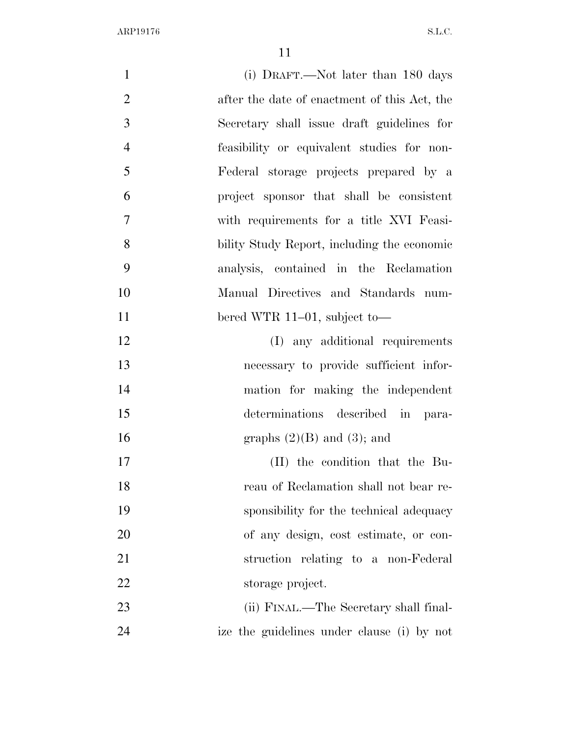(i) DRAFT.—Not later than 180 days after the date of enactment of this Act, the Secretary shall issue draft guidelines for feasibility or equivalent studies for non-Federal storage projects prepared by a project sponsor that shall be consistent with requirements for a title XVI Feasibility Study Report, including the economic analysis, contained in the Reclamation Manual Directives and Standards numbered WTR 11–01, subject to—

(I) any additional requirements necessary to provide sufficient information for making the independent determinations described in paragraphs (2)(B) and (3); and

(II) the condition that the Bureau of Reclamation shall not bear responsibility for the technical adequacy of any design, cost estimate, or construction relating to a non-Federal storage project.

(ii) FINAL.—The Secretary shall finalize the guidelines under clause (i) by not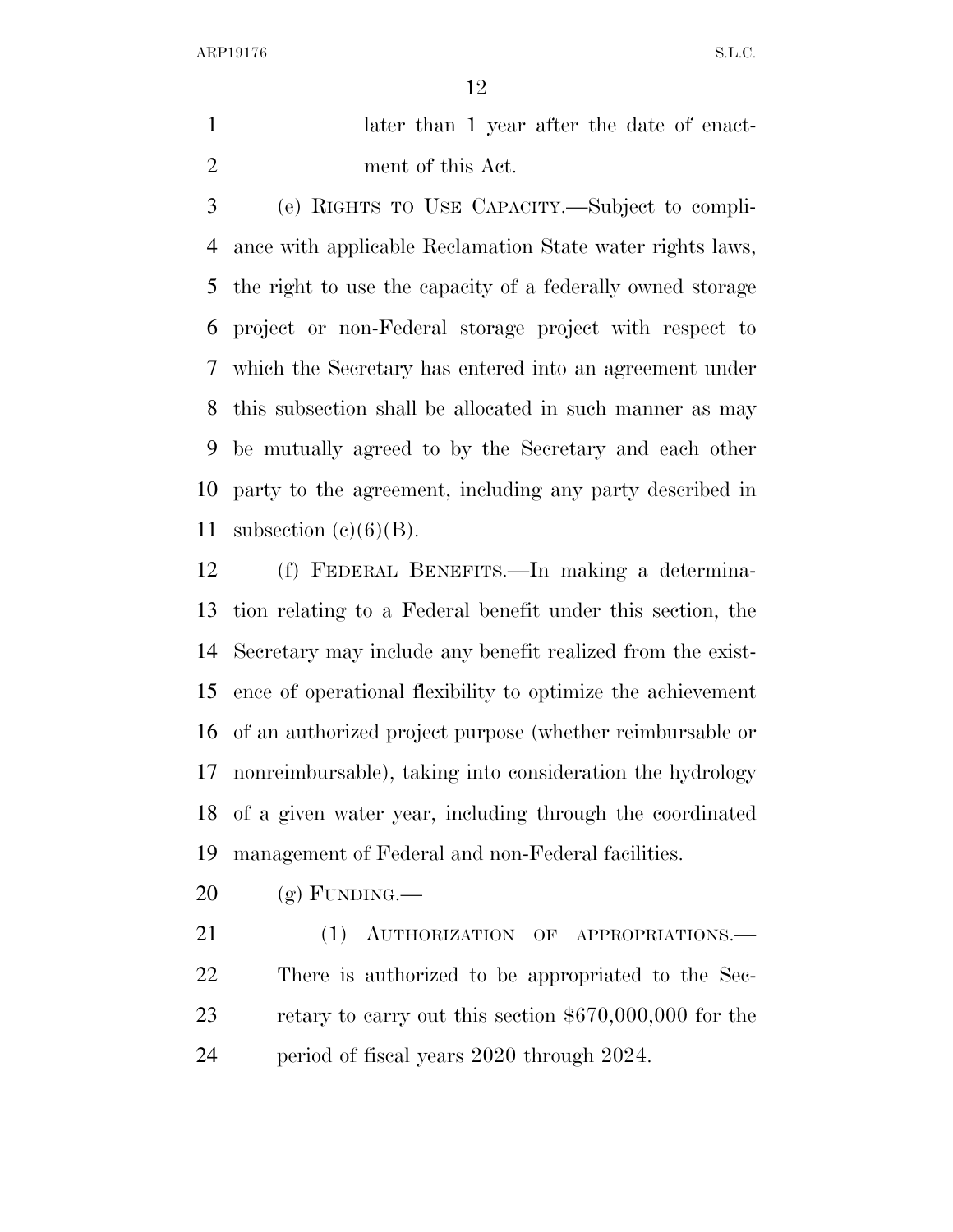later than 1 year after the date of enactment of this Act.

(e) RIGHTS TO USE CAPACITY.—Subject to compliance with applicable Reclamation State water rights laws, the right to use the capacity of a federally owned storage project or non-Federal storage project with respect to which the Secretary has entered into an agreement under this subsection shall be allocated in such manner as may be mutually agreed to by the Secretary and each other party to the agreement, including any party described in subsection (c)(6)(B).

(f) FEDERAL BENEFITS.—In making a determination relating to a Federal benefit under this section, the Secretary may include any benefit realized from the existence of operational flexibility to optimize the achievement of an authorized project purpose (whether reimbursable or nonreimbursable), taking into consideration the hydrology of a given water year, including through the coordinated management of Federal and non-Federal facilities.

(g) FUNDING.—

(1) AUTHORIZATION OF APPROPRIATIONS.—There is authorized to be appropriated to the Secretary to carry out this section $670,000,000 for the period of fiscal years 2020 through 2024.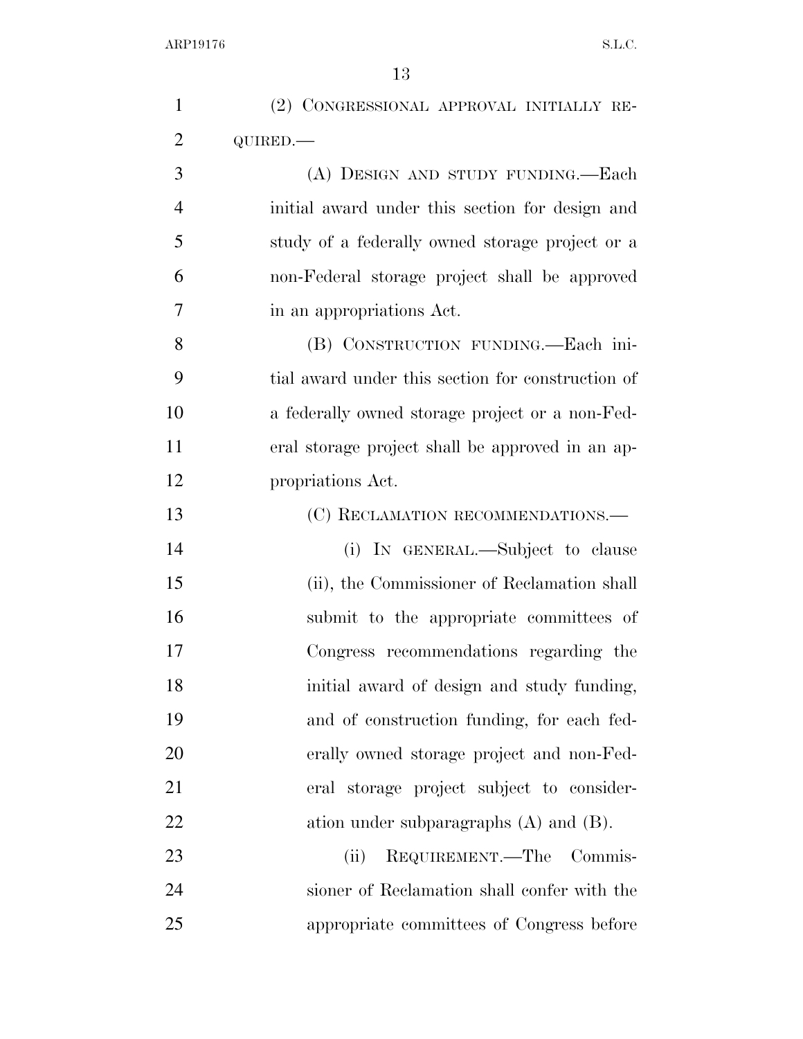(2) CONGRESSIONAL APPROVAL INITIALLY REQUIRED.—

(A) DESIGN AND STUDY FUNDING.—Each initial award under this section for design and study of a federally owned storage project or a non-Federal storage project shall be approved in an appropriations Act.

(B) CONSTRUCTION FUNDING.—Each initial award under this section for construction of a federally owned storage project or a non-Federal storage project shall be approved in an appropriations Act.

(C) RECLAMATION RECOMMENDATIONS.—

(i) IN GENERAL.—Subject to clause (ii), the Commissioner of Reclamation shall submit to the appropriate committees of Congress recommendations regarding the initial award of design and study funding, and of construction funding, for each federally owned storage project and non-Federal storage project subject to consideration under subparagraphs (A) and (B).

(ii) REQUIREMENT.—The Commissioner of Reclamation shall confer with the appropriate committees of Congress before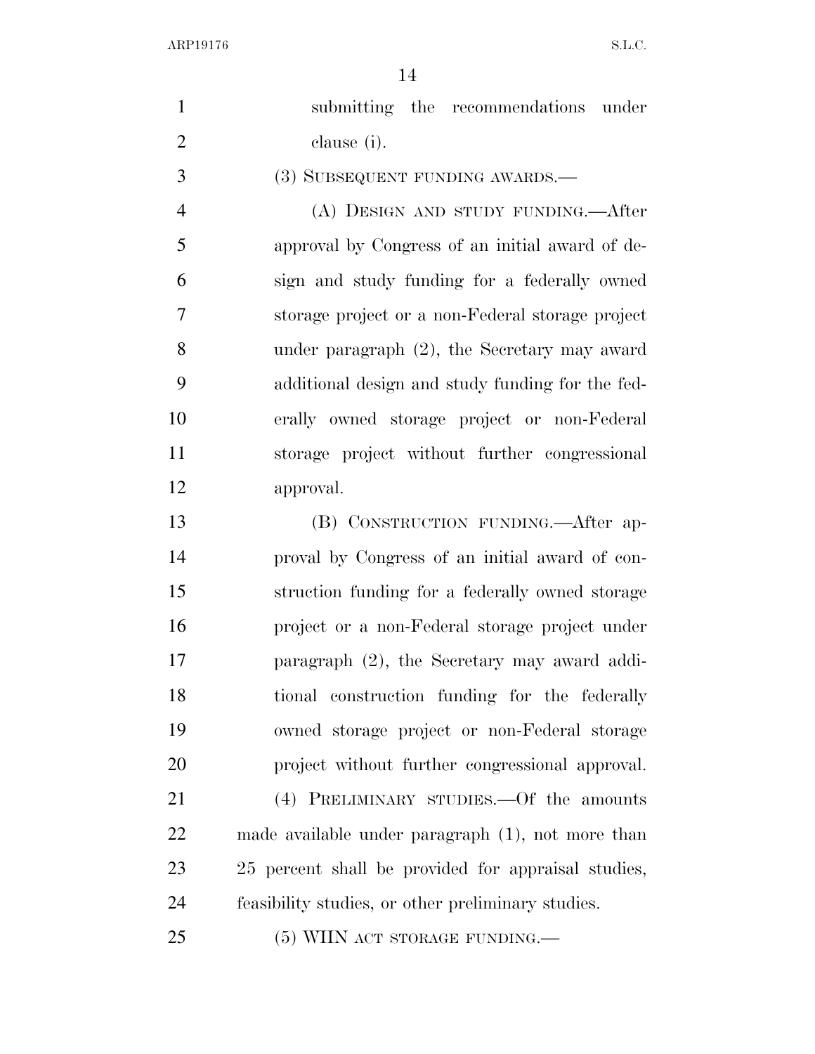submitting the recommendations under clause (i).

(3) SUBSEQUENT FUNDING AWARDS.—

(A) DESIGN AND STUDY FUNDING.—After approval by Congress of an initial award of design and study funding for a federally owned storage project or a non-Federal storage project under paragraph (2), the Secretary may award additional design and study funding for the federally owned storage project or non-Federal storage project without further congressional approval.

(B) CONSTRUCTION FUNDING.—After approval by Congress of an initial award of construction funding for a federally owned storage project or a non-Federal storage project under paragraph (2), the Secretary may award additional construction funding for the federally owned storage project or non-Federal storage project without further congressional approval.

(4) PRELIMINARY STUDIES.—Of the amounts made available under paragraph (1), not more than 25 percent shall be provided for appraisal studies, feasibility studies, or other preliminary studies.

(5) WIIN ACT STORAGE FUNDING.—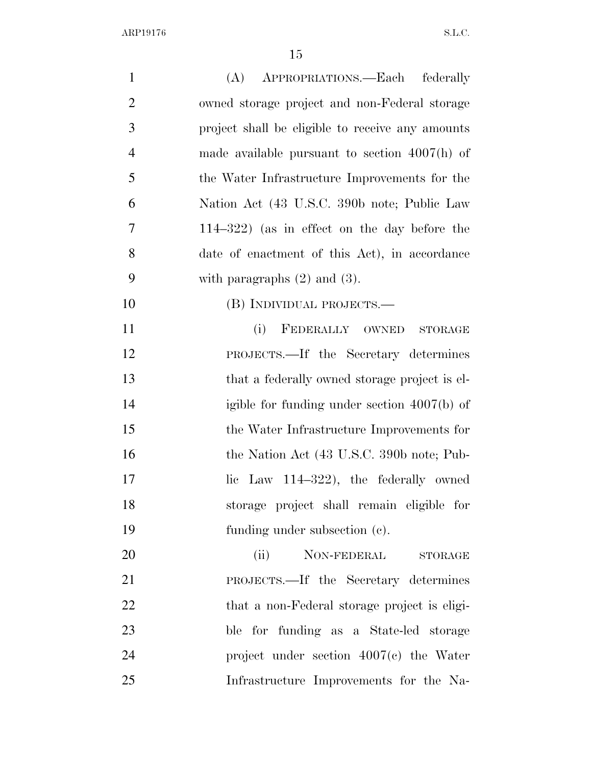(A) APPROPRIATIONS.—Each federally owned storage project and non-Federal storage project shall be eligible to receive any amounts made available pursuant to section 4007(h) of the Water Infrastructure Improvements for the Nation Act (43 U.S.C. 390b note; Public Law 114–322) (as in effect on the day before the date of enactment of this Act), in accordance with paragraphs (2) and (3).

(B) INDIVIDUAL PROJECTS.—

(i) FEDERALLY OWNED STORAGE PROJECTS.—If the Secretary determines that a federally owned storage project is eligible for funding under section 4007(b) of the Water Infrastructure Improvements for the Nation Act (43 U.S.C. 390b note; Public Law 114–322), the federally owned storage project shall remain eligible for funding under subsection (c).

(ii) NON-FEDERAL STORAGE PROJECTS.—If the Secretary determines that a non-Federal storage project is eligible for funding as a State-led storage project under section 4007(c) the Water Infrastructure Improvements for the Na-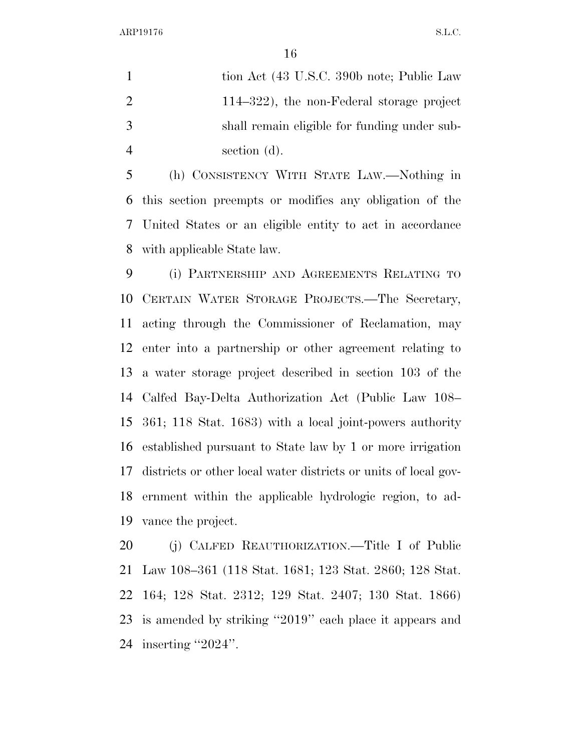tion Act (43 U.S.C. 390b note; Public Law 114–322), the non-Federal storage project shall remain eligible for funding under subsection (d).

(h) CONSISTENCY WITH STATE LAW.—Nothing in this section preempts or modifies any obligation of the United States or an eligible entity to act in accordance with applicable State law.

(i) PARTNERSHIP AND AGREEMENTS RELATING TO CERTAIN WATER STORAGE PROJECTS.—The Secretary, acting through the Commissioner of Reclamation, may enter into a partnership or other agreement relating to a water storage project described in section 103 of the Calfed Bay-Delta Authorization Act (Public Law 108–361; 118 Stat. 1683) with a local joint-powers authority established pursuant to State law by 1 or more irrigation districts or other local water districts or units of local government within the applicable hydrologic region, to advance the project.

(j) CALFED REAUTHORIZATION.—Title I of Public Law 108–361 (118 Stat. 1681; 123 Stat. 2860; 128 Stat. 164; 128 Stat. 2312; 129 Stat. 2407; 130 Stat. 1866) is amended by striking ''2019'' each place it appears and inserting ''2024''.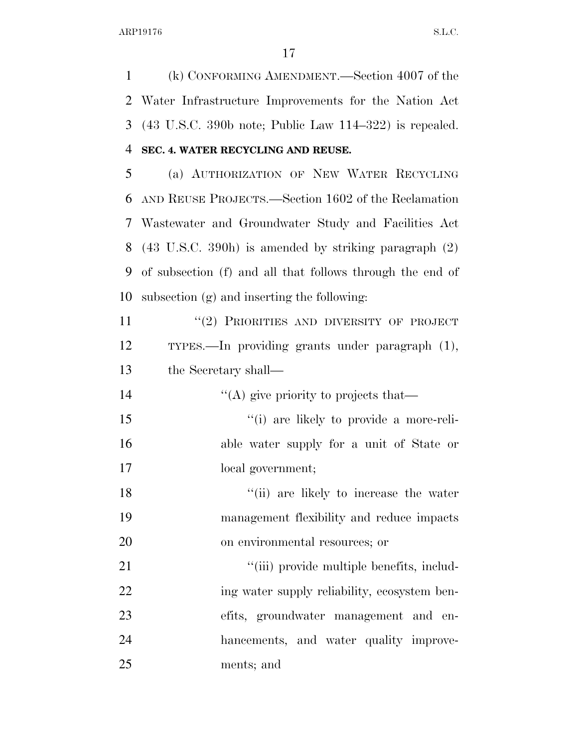(k) CONFORMING AMENDMENT.—Section 4007 of the Water Infrastructure Improvements for the Nation Act (43 U.S.C. 390b note; Public Law 114–322) is repealed.

**SEC. 4. WATER RECYCLING AND REUSE.**

(a) AUTHORIZATION OF NEW WATER RECYCLING AND REUSE PROJECTS.—Section 1602 of the Reclamation Wastewater and Groundwater Study and Facilities Act (43 U.S.C. 390h) is amended by striking paragraph (2) of subsection (f) and all that follows through the end of subsection (g) and inserting the following:

"(2) PRIORITIES AND DIVERSITY OF PROJECT TYPES.—In providing grants under paragraph (1), the Secretary shall—

"(A) give priority to projects that—

"(i) are likely to provide a more-reliable water supply for a unit of State or local government;

"(ii) are likely to increase the water management flexibility and reduce impacts on environmental resources; or

"(iii) provide multiple benefits, including water supply reliability, ecosystem benefits, groundwater management and enhancements, and water quality improvements; and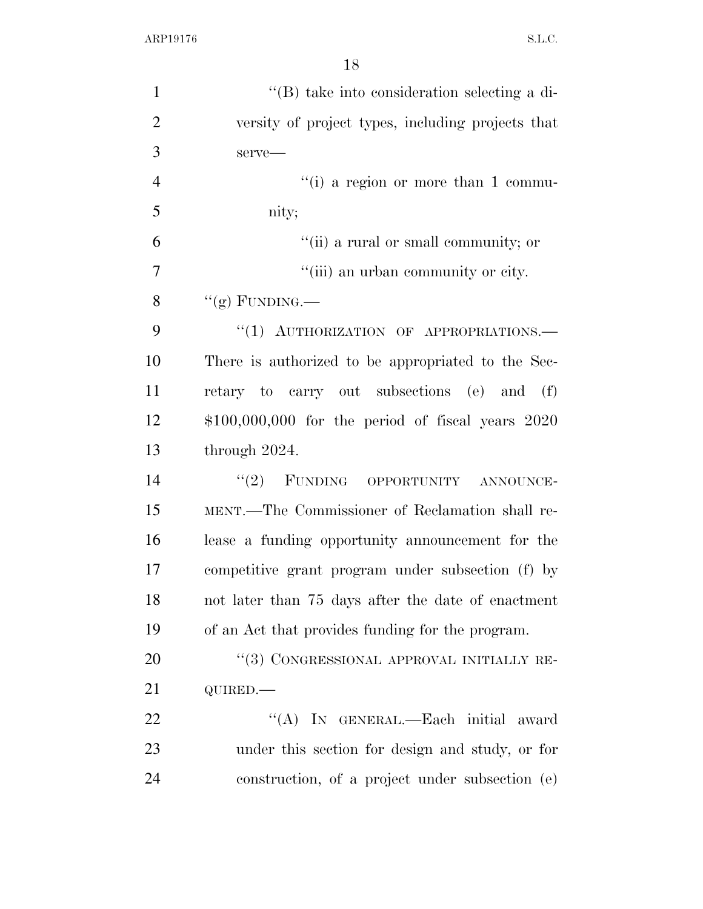''(B) take into consideration selecting a diversity of project types, including projects that serve—

''(i) a region or more than 1 community;

''(ii) a rural or small community; or

''(iii) an urban community or city.

''(g) FUNDING.—

''(1) AUTHORIZATION OF APPROPRIATIONS.—There is authorized to be appropriated to the Secretary to carry out subsections (e) and (f) $100,000,000 for the period of fiscal years 2020 through 2024.

''(2) FUNDING OPPORTUNITY ANNOUNCEMENT.—The Commissioner of Reclamation shall release a funding opportunity announcement for the competitive grant program under subsection (f) by not later than 75 days after the date of enactment of an Act that provides funding for the program.

''(3) CONGRESSIONAL APPROVAL INITIALLY REQUIRED.—

''(A) IN GENERAL.—Each initial award under this section for design and study, or for construction, of a project under subsection (e)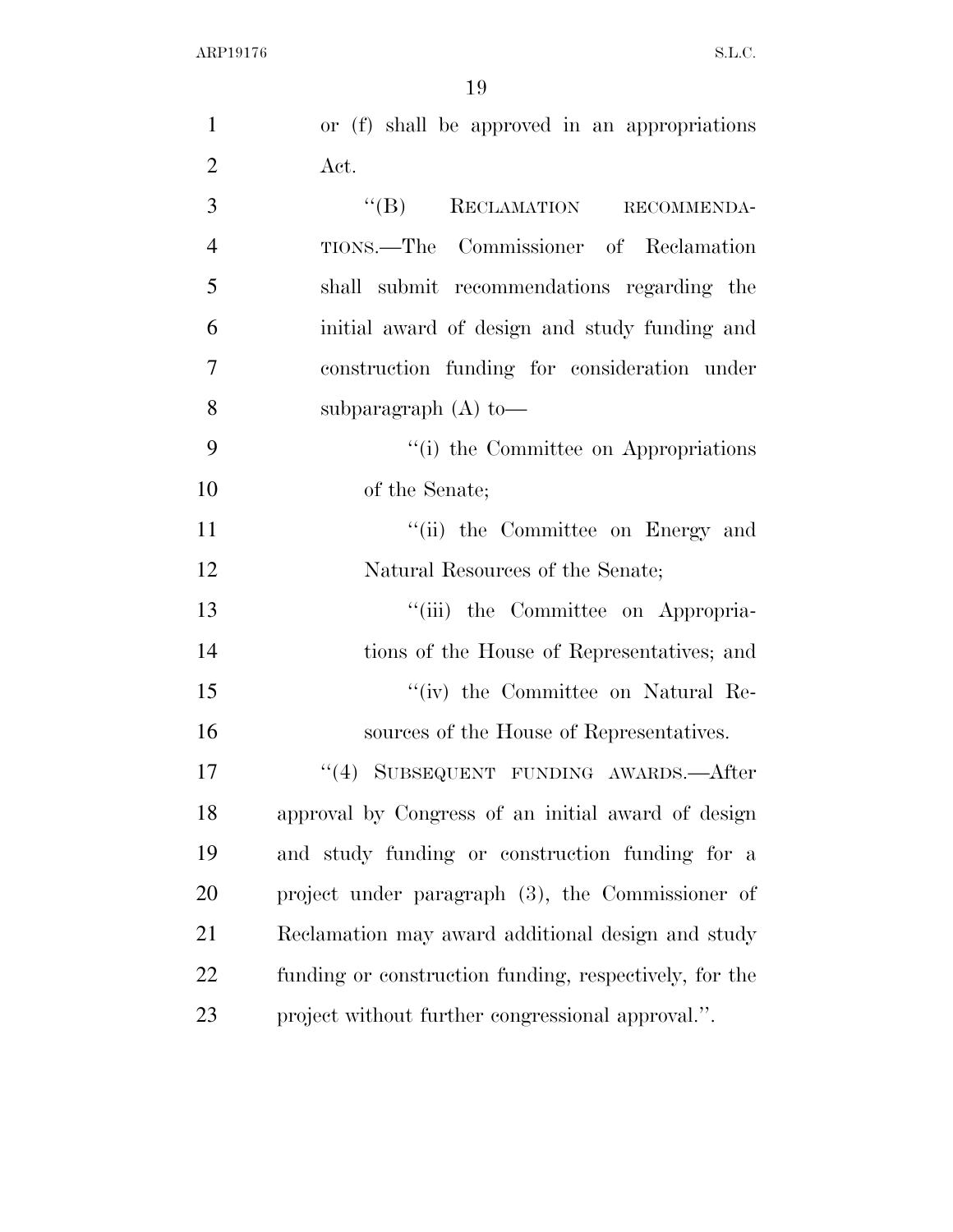or (f) shall be approved in an appropriations Act.

"(B) RECLAMATION RECOMMENDATIONS.—The Commissioner of Reclamation shall submit recommendations regarding the initial award of design and study funding and construction funding for consideration under subparagraph (A) to—

"(i) the Committee on Appropriations of the Senate;

"(ii) the Committee on Energy and Natural Resources of the Senate;

"(iii) the Committee on Appropriations of the House of Representatives; and

"(iv) the Committee on Natural Resources of the House of Representatives.

"(4) SUBSEQUENT FUNDING AWARDS.—After approval by Congress of an initial award of design and study funding or construction funding for a project under paragraph (3), the Commissioner of Reclamation may award additional design and study funding or construction funding, respectively, for the project without further congressional approval.".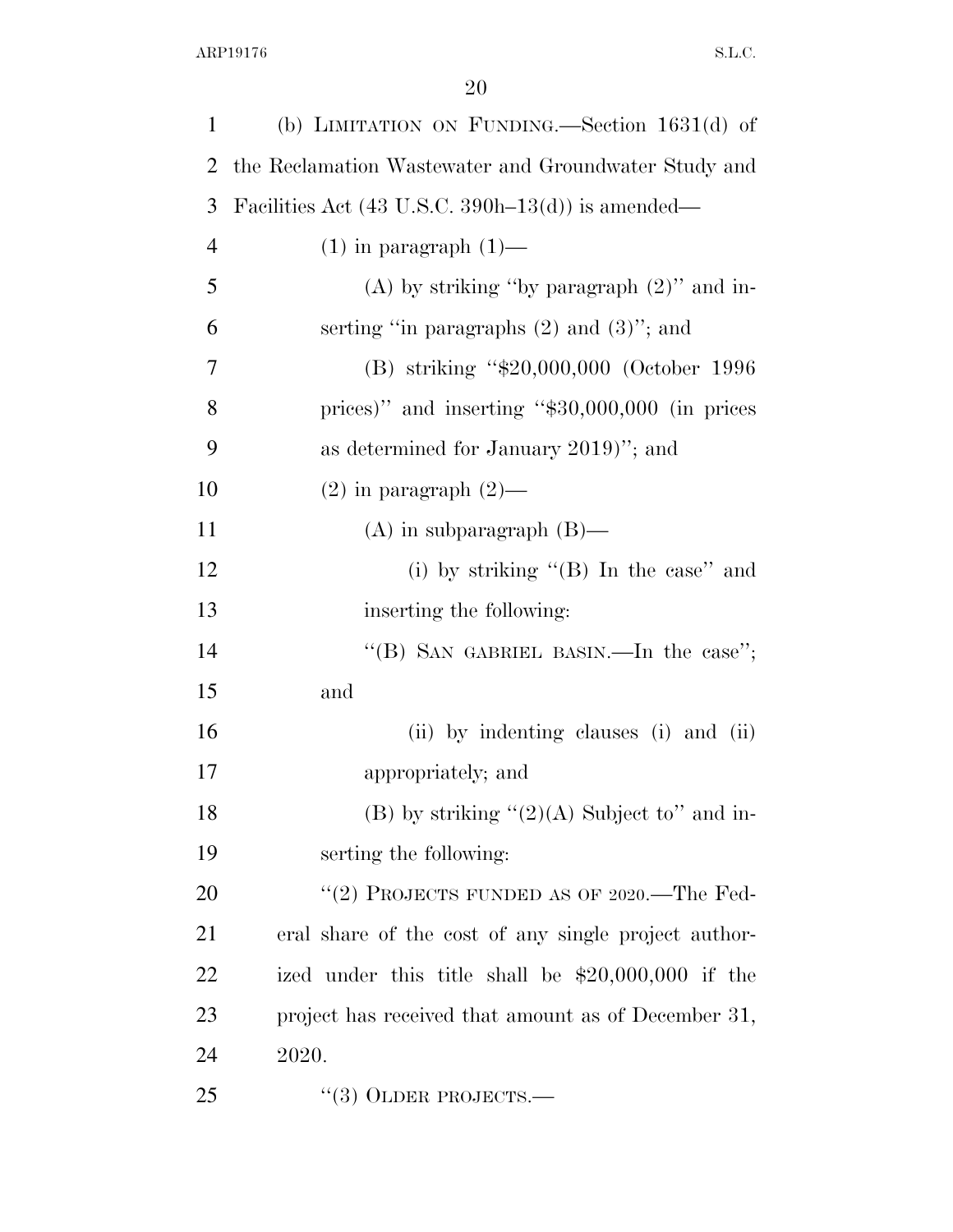(b) LIMITATION ON FUNDING.—Section 1631(d) of the Reclamation Wastewater and Groundwater Study and Facilities Act (43 U.S.C. 390h–13(d)) is amended—

(1) in paragraph (1)—

(A) by striking ''by paragraph (2)'' and inserting ''in paragraphs (2) and (3)''; and

(B) striking ''$20,000,000 (October 1996 prices)'' and inserting ''$30,000,000 (in prices as determined for January 2019)''; and

(2) in paragraph (2)—

(A) in subparagraph (B)—

(i) by striking ''(B) In the case'' and inserting the following:

''(B) SAN GABRIEL BASIN.—In the case''; and

(ii) by indenting clauses (i) and (ii) appropriately; and

(B) by striking ''(2)(A) Subject to'' and inserting the following:

''(2) PROJECTS FUNDED AS OF 2020.—The Federal share of the cost of any single project authorized under this title shall be $20,000,000 if the project has received that amount as of December 31, 2020.

''(3) OLDER PROJECTS.—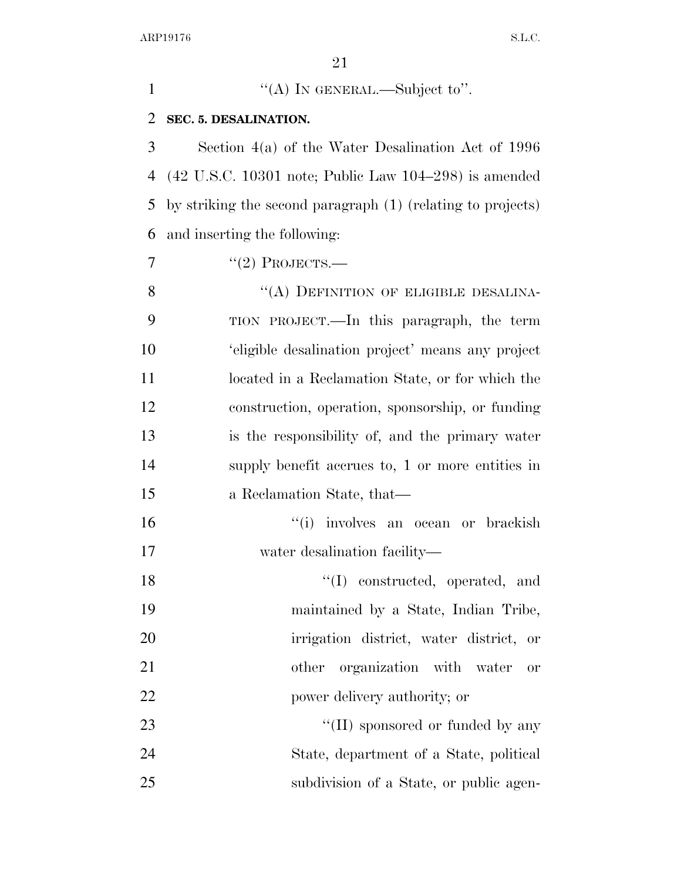"(A) IN GENERAL.—Subject to".

**SEC. 5. DESALINATION.**

Section 4(a) of the Water Desalination Act of 1996 (42 U.S.C. 10301 note; Public Law 104–298) is amended by striking the second paragraph (1) (relating to projects) and inserting the following:

"(2) PROJECTS.—

"(A) DEFINITION OF ELIGIBLE DESALINATION PROJECT.—In this paragraph, the term 'eligible desalination project' means any project located in a Reclamation State, or for which the construction, operation, sponsorship, or funding is the responsibility of, and the primary water supply benefit accrues to, 1 or more entities in a Reclamation State, that—

"(i) involves an ocean or brackish water desalination facility—

"(I) constructed, operated, and maintained by a State, Indian Tribe, irrigation district, water district, or other organization with water or power delivery authority; or

"(II) sponsored or funded by any State, department of a State, political subdivision of a State, or public agen-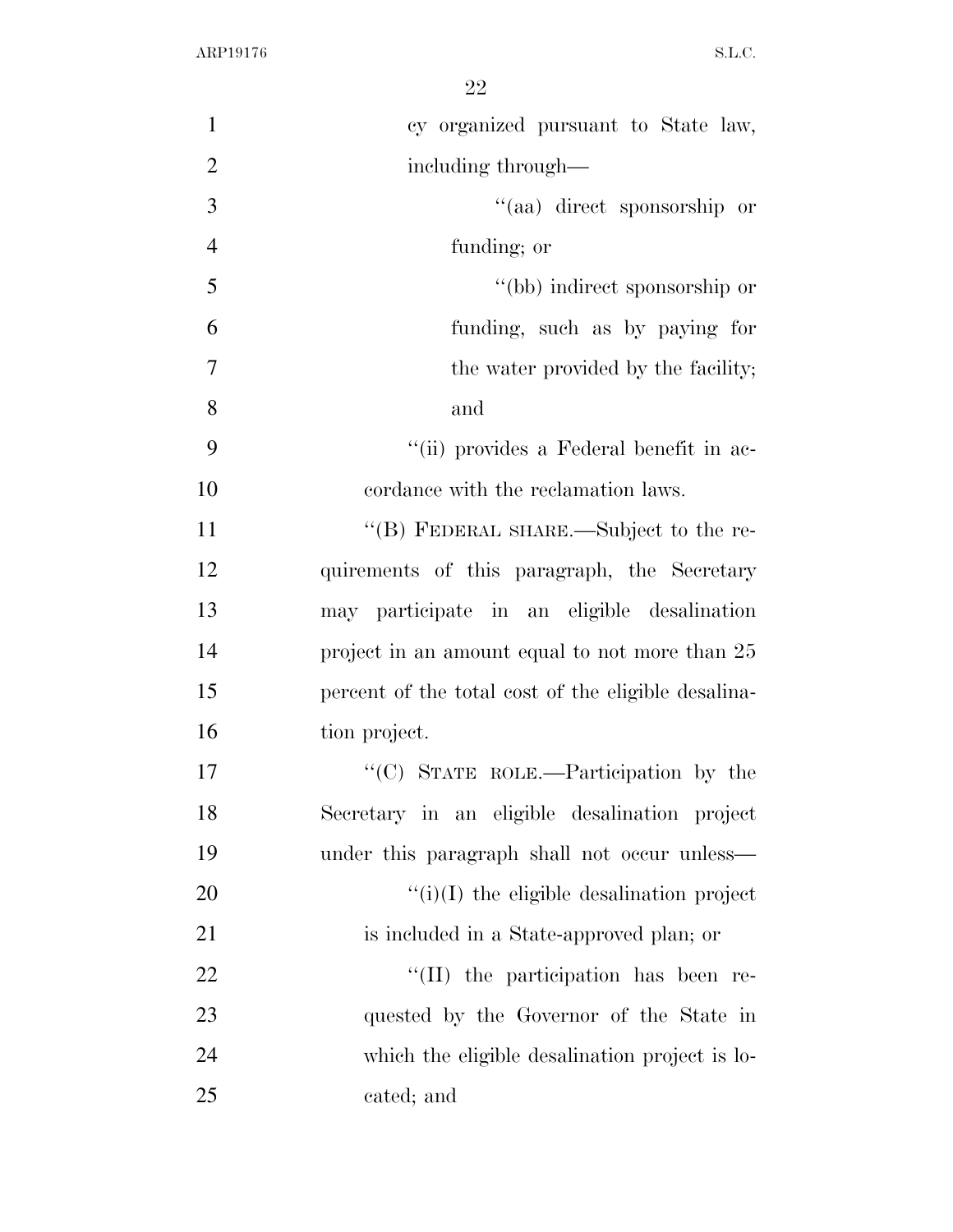cy organized pursuant to State law, including through—

''(aa) direct sponsorship or funding; or

''(bb) indirect sponsorship or funding, such as by paying for the water provided by the facility; and

''(ii) provides a Federal benefit in accordance with the reclamation laws.

''(B) FEDERAL SHARE.—Subject to the requirements of this paragraph, the Secretary may participate in an eligible desalination project in an amount equal to not more than 25 percent of the total cost of the eligible desalination project.

''(C) STATE ROLE.—Participation by the Secretary in an eligible desalination project under this paragraph shall not occur unless—

''(i)(I) the eligible desalination project is included in a State-approved plan; or

''(II) the participation has been requested by the Governor of the State in which the eligible desalination project is located; and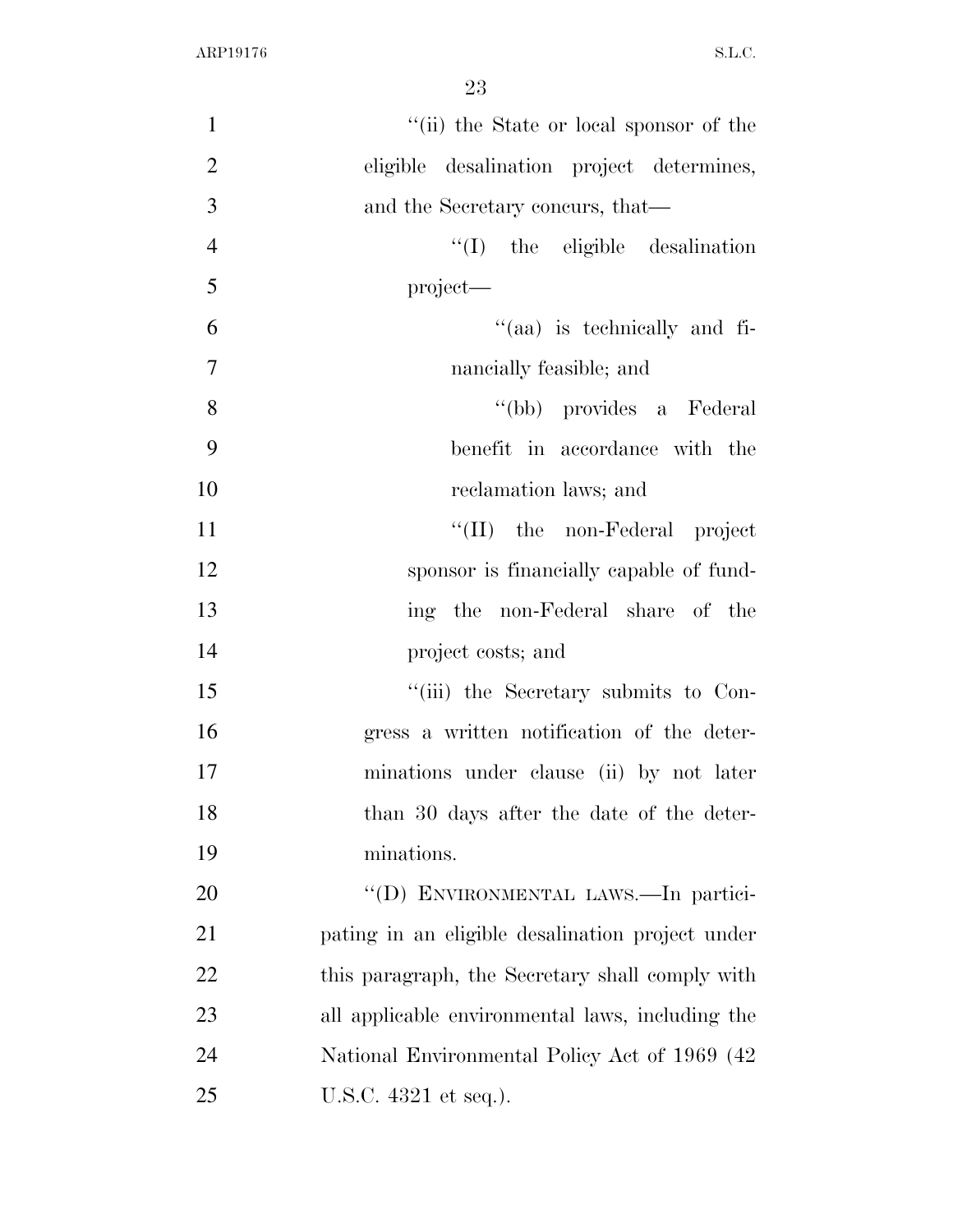"(ii) the State or local sponsor of the eligible desalination project determines, and the Secretary concurs, that—

"(I) the eligible desalination project—

"(aa) is technically and financially feasible; and

"(bb) provides a Federal benefit in accordance with the reclamation laws; and

"(II) the non-Federal project sponsor is financially capable of funding the non-Federal share of the project costs; and

"(iii) the Secretary submits to Congress a written notification of the determinations under clause (ii) by not later than 30 days after the date of the determinations.

"(D) ENVIRONMENTAL LAWS.—In participating in an eligible desalination project under this paragraph, the Secretary shall comply with all applicable environmental laws, including the National Environmental Policy Act of 1969 (42 U.S.C. 4321 et seq.).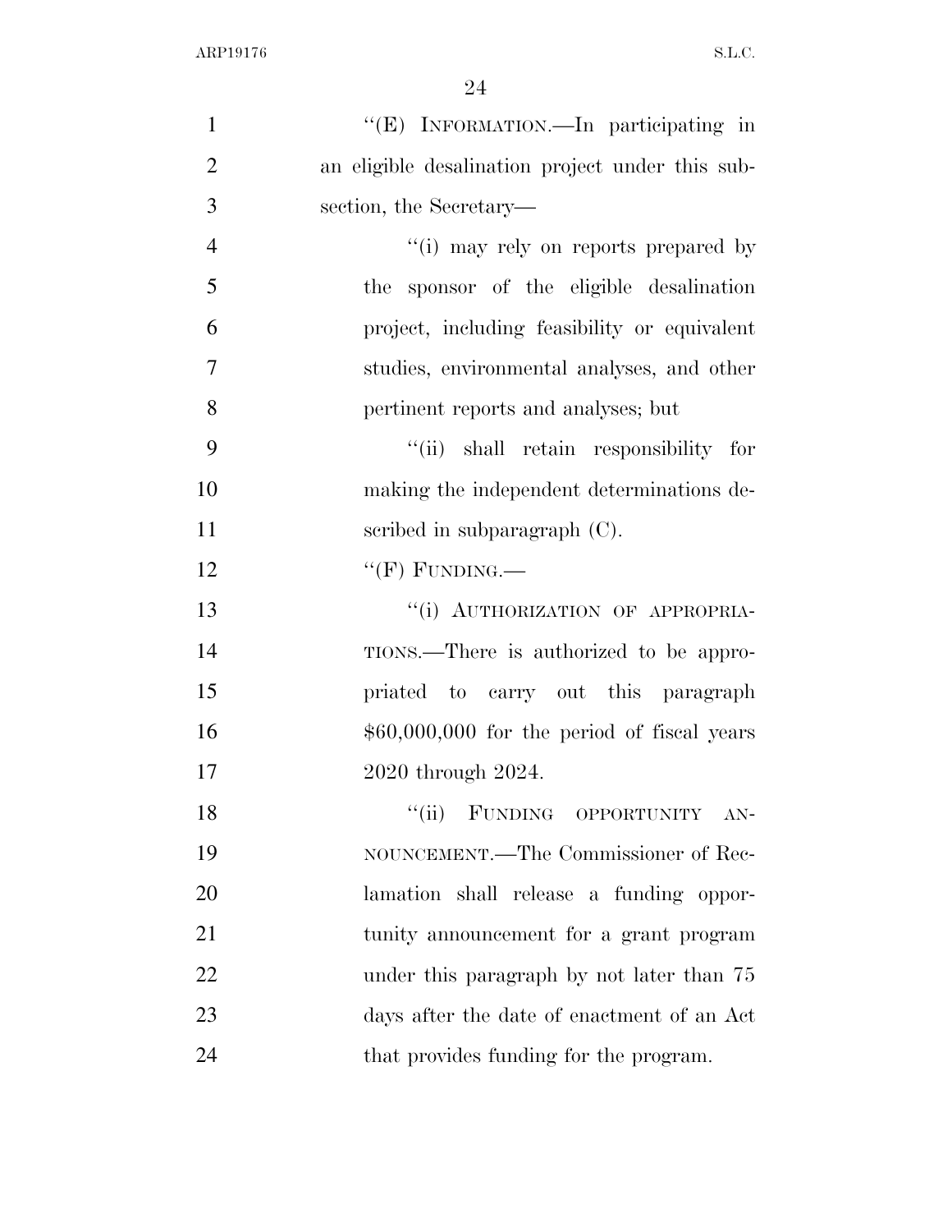''(E) INFORMATION.—In participating in an eligible desalination project under this subsection, the Secretary—

''(i) may rely on reports prepared by the sponsor of the eligible desalination project, including feasibility or equivalent studies, environmental analyses, and other pertinent reports and analyses; but

''(ii) shall retain responsibility for making the independent determinations described in subparagraph (C).

''(F) FUNDING.—

''(i) AUTHORIZATION OF APPROPRIATIONS.—There is authorized to be appropriated to carry out this paragraph $60,000,000 for the period of fiscal years 2020 through 2024.

''(ii) FUNDING OPPORTUNITY ANNOUNCEMENT.—The Commissioner of Reclamation shall release a funding opportunity announcement for a grant program under this paragraph by not later than 75 days after the date of enactment of an Act that provides funding for the program.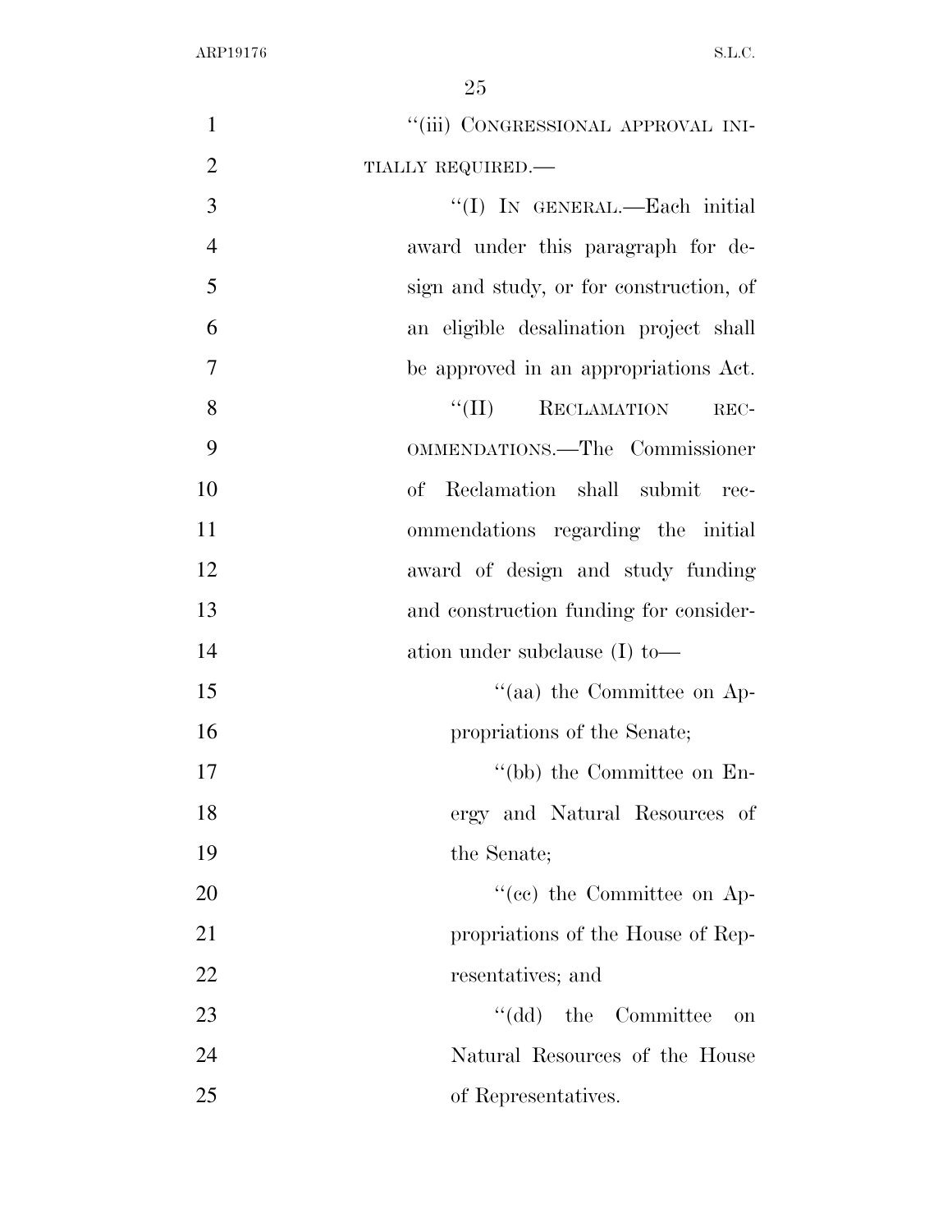''(iii) CONGRESSIONAL APPROVAL INITIALLY REQUIRED.—

''(I) IN GENERAL.—Each initial award under this paragraph for design and study, or for construction, of an eligible desalination project shall be approved in an appropriations Act.

''(II) RECLAMATION RECOMMENDATIONS.—The Commissioner of Reclamation shall submit recommendations regarding the initial award of design and study funding and construction funding for consideration under subclause (I) to—

''(aa) the Committee on Appropriations of the Senate;

''(bb) the Committee on Energy and Natural Resources of the Senate;

''(cc) the Committee on Appropriations of the House of Representatives; and

''(dd) the Committee on Natural Resources of the House of Representatives.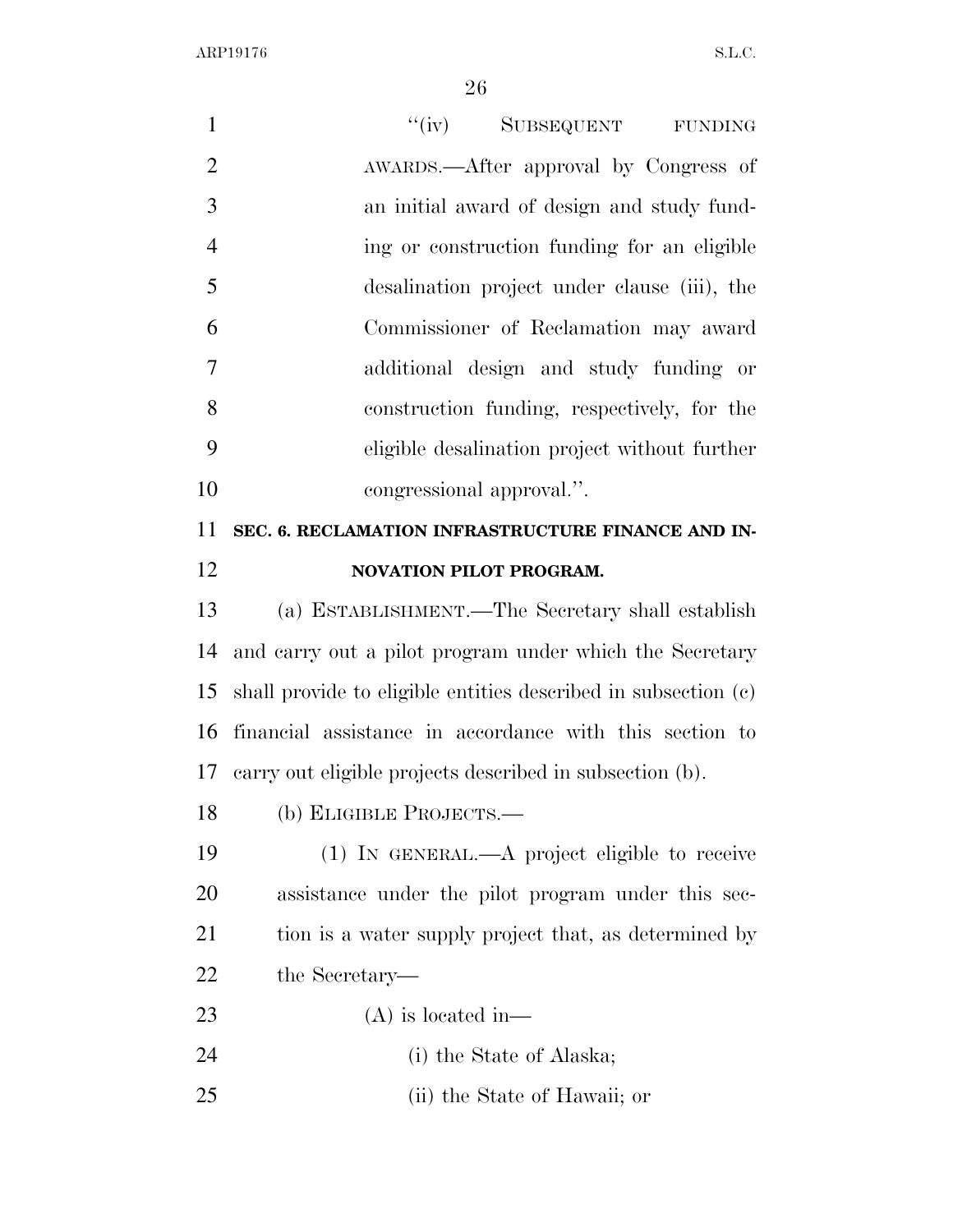"(iv) SUBSEQUENT FUNDING AWARDS.—After approval by Congress of an initial award of design and study funding or construction funding for an eligible desalination project under clause (iii), the Commissioner of Reclamation may award additional design and study funding or construction funding, respectively, for the eligible desalination project without further congressional approval.".

**SEC. 6. RECLAMATION INFRASTRUCTURE FINANCE AND INNOVATION PILOT PROGRAM.**

(a) ESTABLISHMENT.—The Secretary shall establish and carry out a pilot program under which the Secretary shall provide to eligible entities described in subsection (c) financial assistance in accordance with this section to carry out eligible projects described in subsection (b).

(b) ELIGIBLE PROJECTS.—

(1) IN GENERAL.—A project eligible to receive assistance under the pilot program under this section is a water supply project that, as determined by the Secretary—

(A) is located in—

(i) the State of Alaska;

(ii) the State of Hawaii; or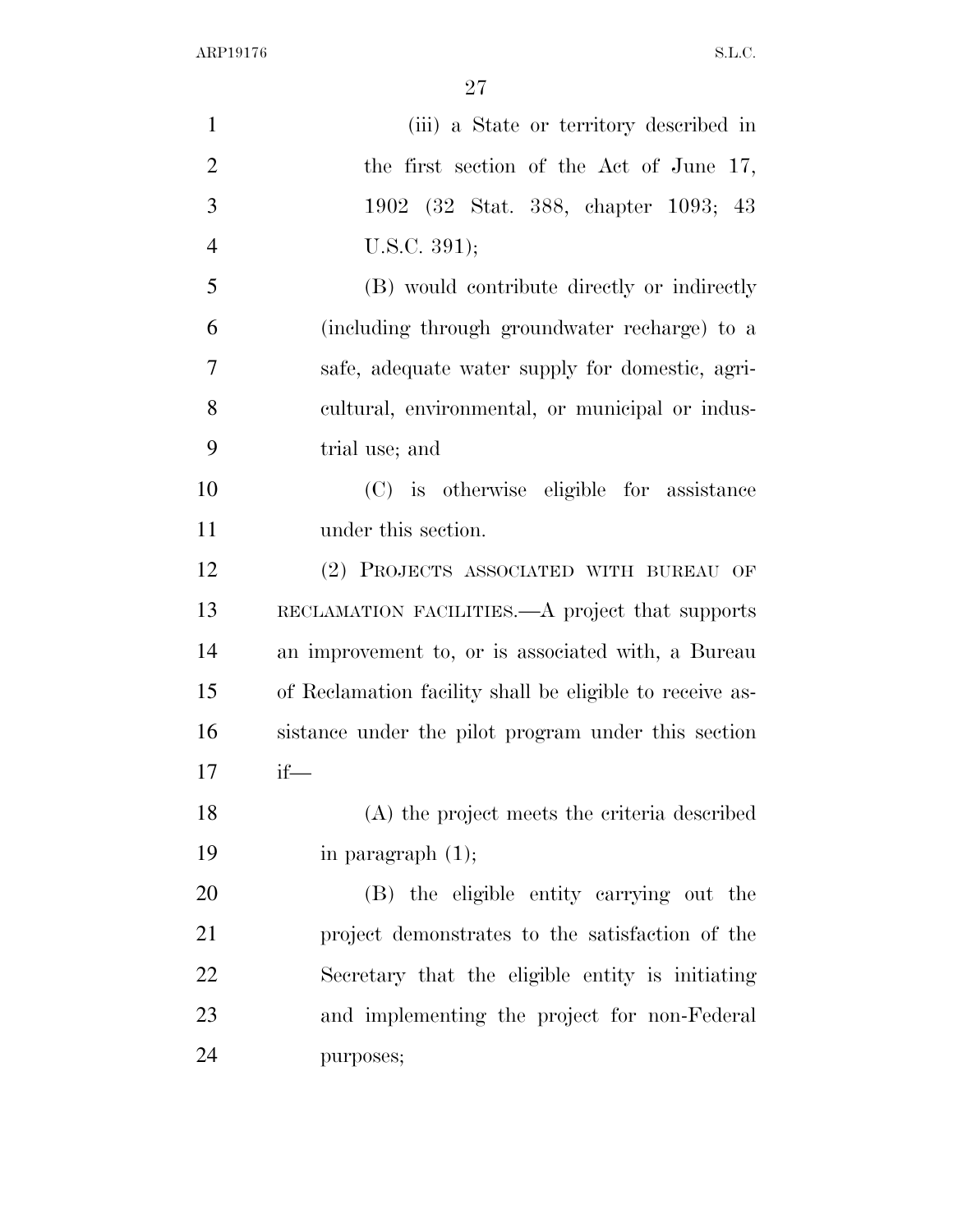(iii) a State or territory described in the first section of the Act of June 17, 1902 (32 Stat. 388, chapter 1093; 43 U.S.C. 391);

(B) would contribute directly or indirectly (including through groundwater recharge) to a safe, adequate water supply for domestic, agricultural, environmental, or municipal or industrial use; and

(C) is otherwise eligible for assistance under this section.

(2) PROJECTS ASSOCIATED WITH BUREAU OF RECLAMATION FACILITIES.—A project that supports an improvement to, or is associated with, a Bureau of Reclamation facility shall be eligible to receive assistance under the pilot program under this section if—

(A) the project meets the criteria described in paragraph (1);

(B) the eligible entity carrying out the project demonstrates to the satisfaction of the Secretary that the eligible entity is initiating and implementing the project for non-Federal purposes;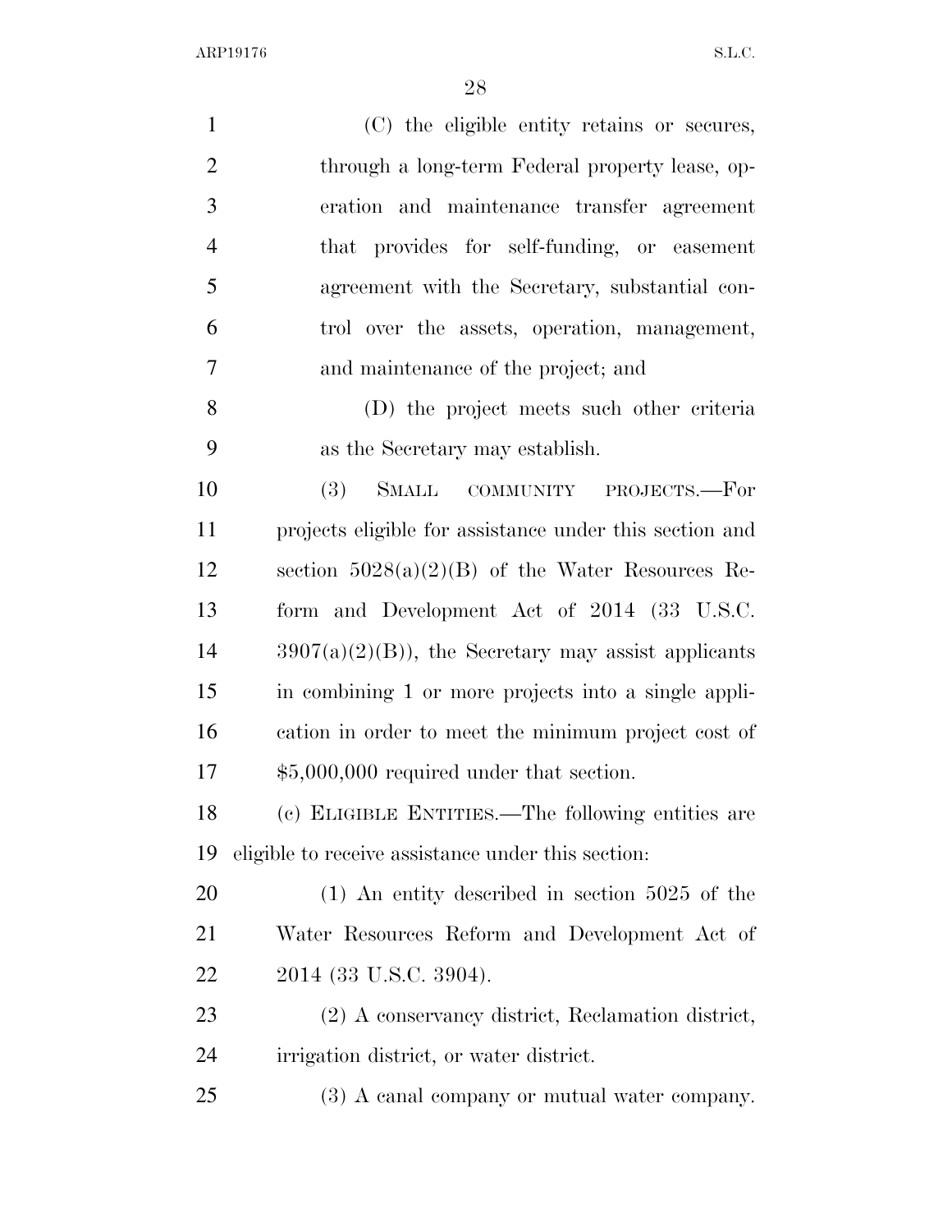(C) the eligible entity retains or secures, through a long-term Federal property lease, operation and maintenance transfer agreement that provides for self-funding, or easement agreement with the Secretary, substantial control over the assets, operation, management, and maintenance of the project; and

(D) the project meets such other criteria as the Secretary may establish.

(3) SMALL COMMUNITY PROJECTS.—For projects eligible for assistance under this section and section 5028(a)(2)(B) of the Water Resources Reform and Development Act of 2014 (33 U.S.C. 3907(a)(2)(B)), the Secretary may assist applicants in combining 1 or more projects into a single application in order to meet the minimum project cost of $5,000,000 required under that section.

(c) ELIGIBLE ENTITIES.—The following entities are eligible to receive assistance under this section:

(1) An entity described in section 5025 of the Water Resources Reform and Development Act of 2014 (33 U.S.C. 3904).

(2) A conservancy district, Reclamation district, irrigation district, or water district.

(3) A canal company or mutual water company.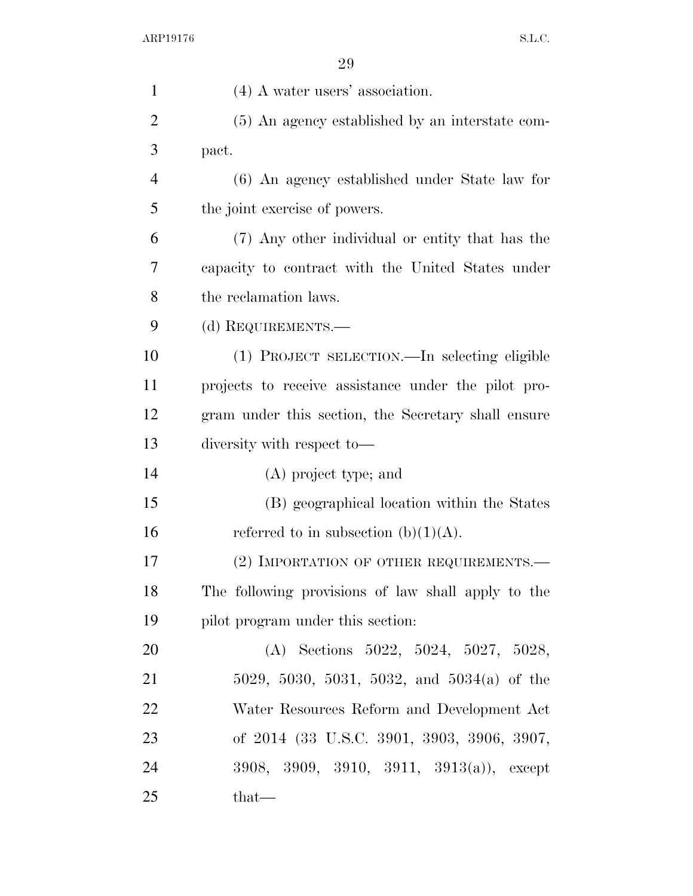(4) A water users' association.

(5) An agency established by an interstate compact.

(6) An agency established under State law for the joint exercise of powers.

(7) Any other individual or entity that has the capacity to contract with the United States under the reclamation laws.

(d) REQUIREMENTS.—

(1) PROJECT SELECTION.—In selecting eligible projects to receive assistance under the pilot program under this section, the Secretary shall ensure diversity with respect to—

(A) project type; and

(B) geographical location within the States referred to in subsection (b)(1)(A).

(2) IMPORTATION OF OTHER REQUIREMENTS.—The following provisions of law shall apply to the pilot program under this section:

(A) Sections 5022, 5024, 5027, 5028, 5029, 5030, 5031, 5032, and 5034(a) of the Water Resources Reform and Development Act of 2014 (33 U.S.C. 3901, 3903, 3906, 3907, 3908, 3909, 3910, 3911, 3913(a)), except that—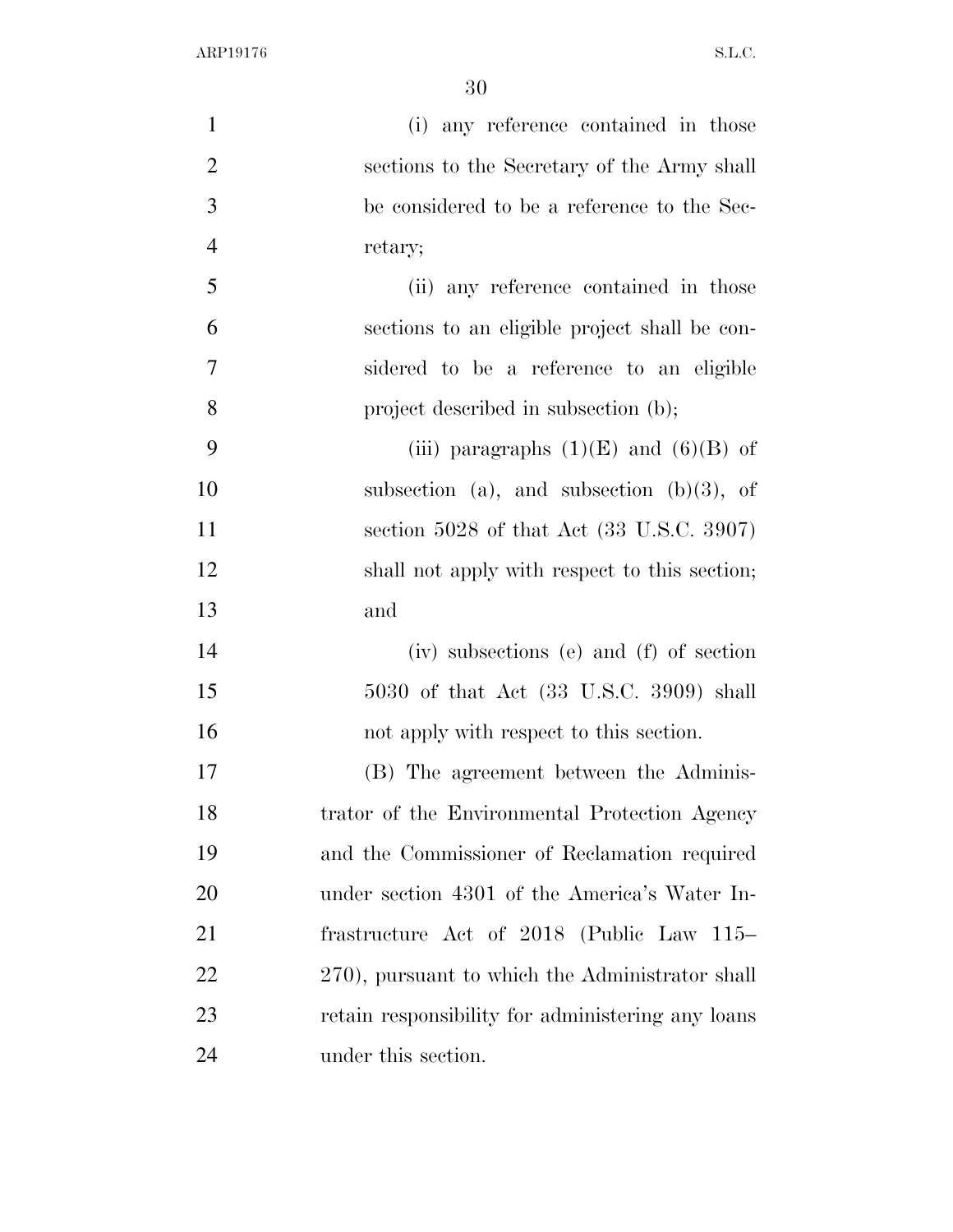(i) any reference contained in those sections to the Secretary of the Army shall be considered to be a reference to the Secretary;

(ii) any reference contained in those sections to an eligible project shall be considered to be a reference to an eligible project described in subsection (b);

(iii) paragraphs (1)(E) and (6)(B) of subsection (a), and subsection (b)(3), of section 5028 of that Act (33 U.S.C. 3907) shall not apply with respect to this section; and

(iv) subsections (e) and (f) of section 5030 of that Act (33 U.S.C. 3909) shall not apply with respect to this section.

(B) The agreement between the Administrator of the Environmental Protection Agency and the Commissioner of Reclamation required under section 4301 of the America's Water Infrastructure Act of 2018 (Public Law 115–270), pursuant to which the Administrator shall retain responsibility for administering any loans under this section.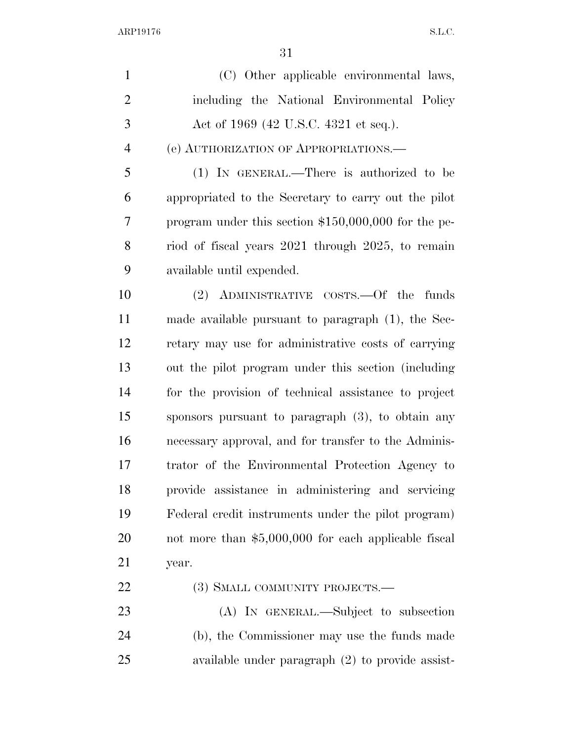(C) Other applicable environmental laws, including the National Environmental Policy Act of 1969 (42 U.S.C. 4321 et seq.).

(e) AUTHORIZATION OF APPROPRIATIONS.—

(1) IN GENERAL.—There is authorized to be appropriated to the Secretary to carry out the pilot program under this section $150,000,000 for the period of fiscal years 2021 through 2025, to remain available until expended.

(2) ADMINISTRATIVE COSTS.—Of the funds made available pursuant to paragraph (1), the Secretary may use for administrative costs of carrying out the pilot program under this section (including for the provision of technical assistance to project sponsors pursuant to paragraph (3), to obtain any necessary approval, and for transfer to the Administrator of the Environmental Protection Agency to provide assistance in administering and servicing Federal credit instruments under the pilot program) not more than $5,000,000 for each applicable fiscal year.

(3) SMALL COMMUNITY PROJECTS.—

(A) IN GENERAL.—Subject to subsection (b), the Commissioner may use the funds made available under paragraph (2) to provide assist-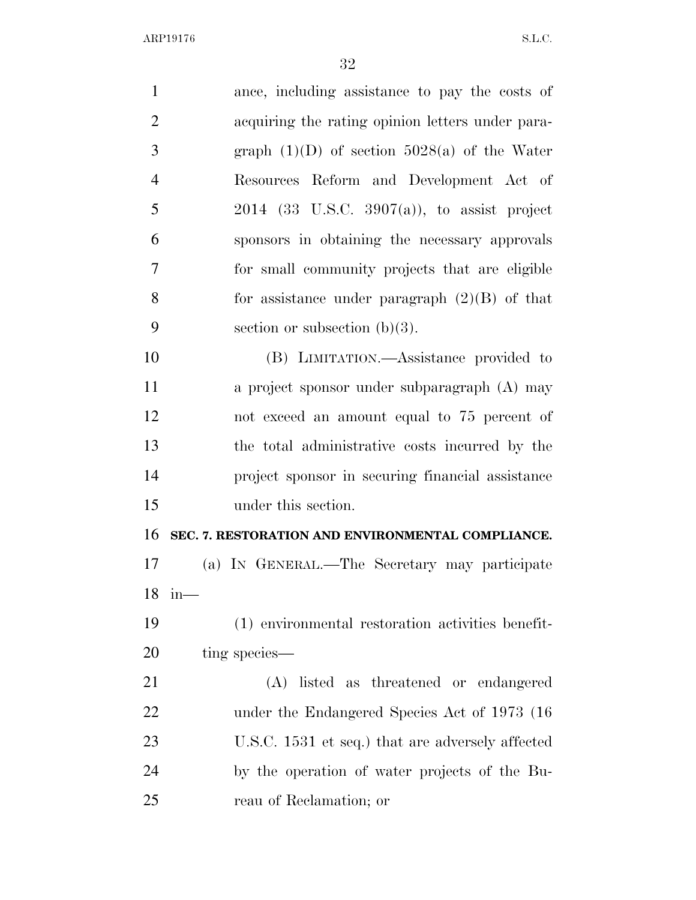ance, including assistance to pay the costs of acquiring the rating opinion letters under paragraph (1)(D) of section 5028(a) of the Water Resources Reform and Development Act of 2014 (33 U.S.C. 3907(a)), to assist project sponsors in obtaining the necessary approvals for small community projects that are eligible for assistance under paragraph (2)(B) of that section or subsection (b)(3).

(B) LIMITATION.—Assistance provided to a project sponsor under subparagraph (A) may not exceed an amount equal to 75 percent of the total administrative costs incurred by the project sponsor in securing financial assistance under this section.

**SEC. 7. RESTORATION AND ENVIRONMENTAL COMPLIANCE.**

(a) IN GENERAL.—The Secretary may participate in—

(1) environmental restoration activities benefitting species—

(A) listed as threatened or endangered under the Endangered Species Act of 1973 (16 U.S.C. 1531 et seq.) that are adversely affected by the operation of water projects of the Bureau of Reclamation; or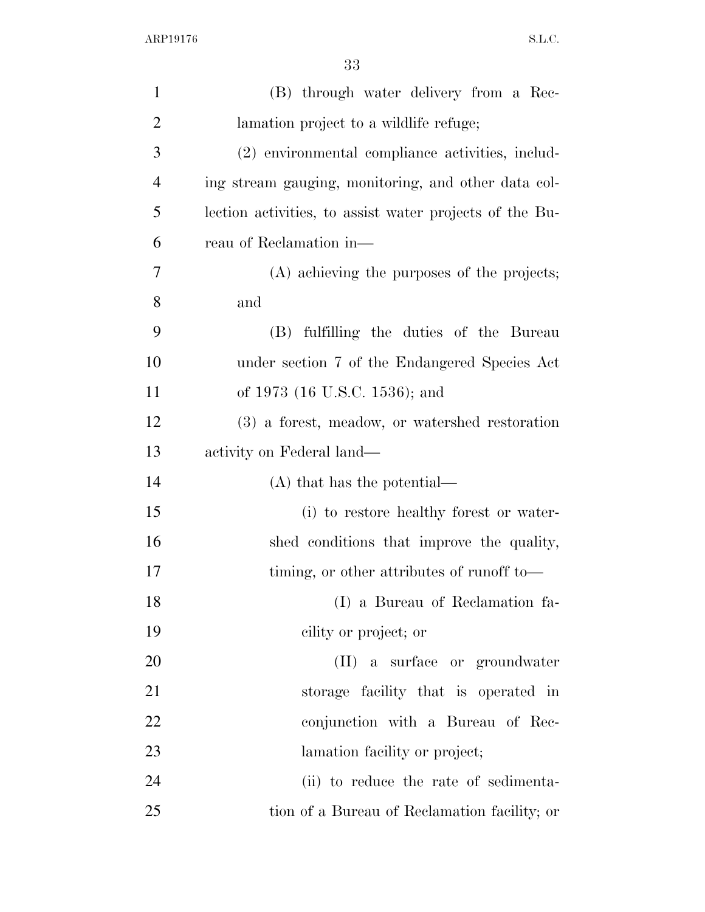(B) through water delivery from a Reclamation project to a wildlife refuge;

(2) environmental compliance activities, including stream gauging, monitoring, and other data collection activities, to assist water projects of the Bureau of Reclamation in—

(A) achieving the purposes of the projects; and

(B) fulfilling the duties of the Bureau under section 7 of the Endangered Species Act of 1973 (16 U.S.C. 1536); and

(3) a forest, meadow, or watershed restoration activity on Federal land—

(A) that has the potential—

(i) to restore healthy forest or watershed conditions that improve the quality, timing, or other attributes of runoff to—

(I) a Bureau of Reclamation facility or project; or

(II) a surface or groundwater storage facility that is operated in conjunction with a Bureau of Reclamation facility or project;

(ii) to reduce the rate of sedimentation of a Bureau of Reclamation facility; or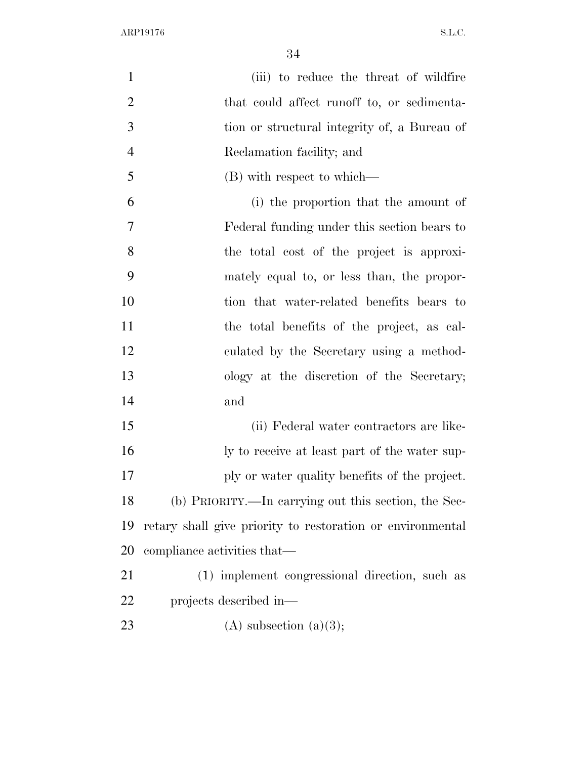(iii) to reduce the threat of wildfire that could affect runoff to, or sedimentation or structural integrity of, a Bureau of Reclamation facility; and

(B) with respect to which—

(i) the proportion that the amount of Federal funding under this section bears to the total cost of the project is approximately equal to, or less than, the proportion that water-related benefits bears to the total benefits of the project, as calculated by the Secretary using a methodology at the discretion of the Secretary; and

(ii) Federal water contractors are likely to receive at least part of the water supply or water quality benefits of the project.

(b) PRIORITY.—In carrying out this section, the Secretary shall give priority to restoration or environmental compliance activities that—

(1) implement congressional direction, such as projects described in—

(A) subsection (a)(3);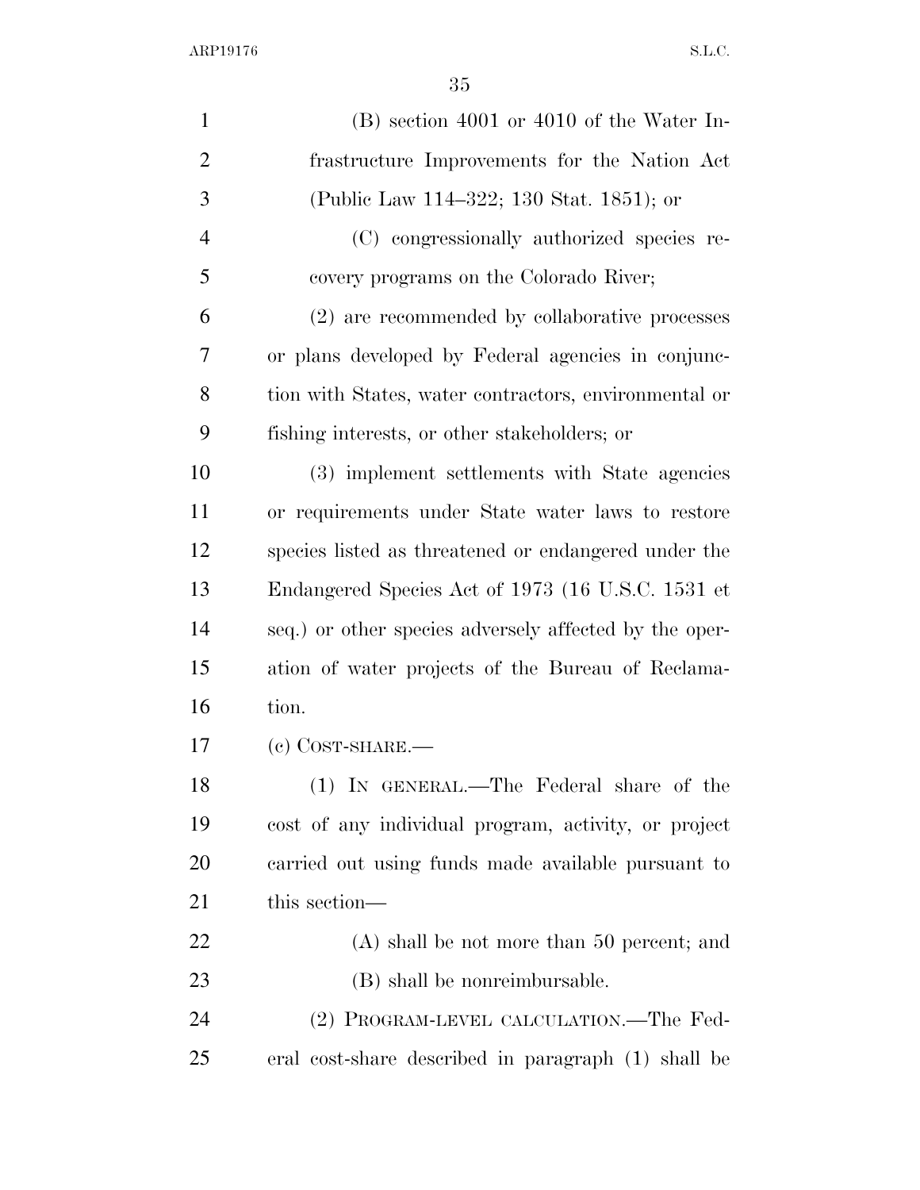(B) section 4001 or 4010 of the Water Infrastructure Improvements for the Nation Act (Public Law 114–322; 130 Stat. 1851); or

(C) congressionally authorized species recovery programs on the Colorado River;

(2) are recommended by collaborative processes or plans developed by Federal agencies in conjunction with States, water contractors, environmental or fishing interests, or other stakeholders; or

(3) implement settlements with State agencies or requirements under State water laws to restore species listed as threatened or endangered under the Endangered Species Act of 1973 (16 U.S.C. 1531 et seq.) or other species adversely affected by the operation of water projects of the Bureau of Reclamation.

(c) COST-SHARE.—

(1) IN GENERAL.—The Federal share of the cost of any individual program, activity, or project carried out using funds made available pursuant to this section—

(A) shall be not more than 50 percent; and

(B) shall be nonreimbursable.

(2) PROGRAM-LEVEL CALCULATION.—The Federal cost-share described in paragraph (1) shall be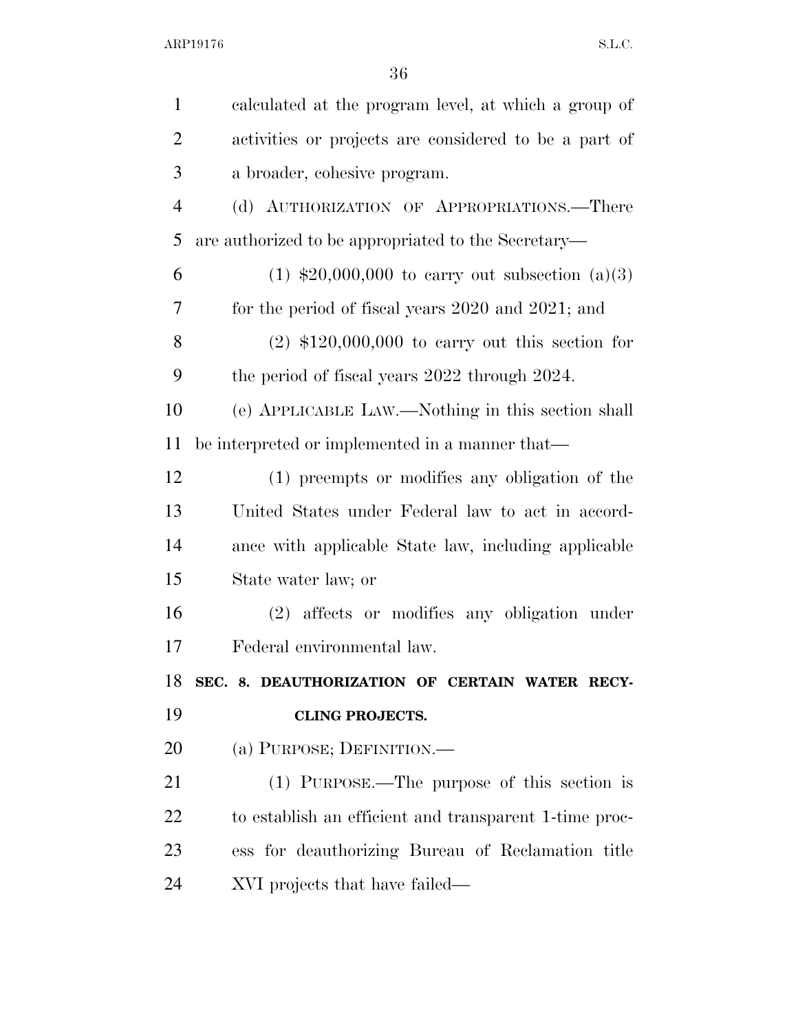calculated at the program level, at which a group of activities or projects are considered to be a part of a broader, cohesive program.

(d) AUTHORIZATION OF APPROPRIATIONS.—There are authorized to be appropriated to the Secretary—

(1) $20,000,000 to carry out subsection (a)(3) for the period of fiscal years 2020 and 2021; and

(2) $120,000,000 to carry out this section for the period of fiscal years 2022 through 2024.

(e) APPLICABLE LAW.—Nothing in this section shall be interpreted or implemented in a manner that—

(1) preempts or modifies any obligation of the United States under Federal law to act in accordance with applicable State law, including applicable State water law; or

(2) affects or modifies any obligation under Federal environmental law.

**SEC. 8. DEAUTHORIZATION OF CERTAIN WATER RECYCLING PROJECTS.**

(a) PURPOSE; DEFINITION.—

(1) PURPOSE.—The purpose of this section is to establish an efficient and transparent 1-time process for deauthorizing Bureau of Reclamation title XVI projects that have failed—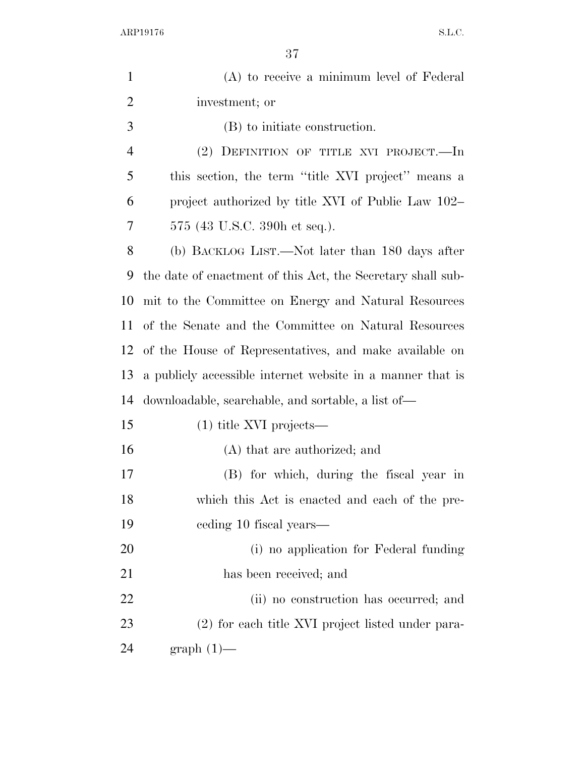(A) to receive a minimum level of Federal investment; or

(B) to initiate construction.

(2) DEFINITION OF TITLE XVI PROJECT.—In this section, the term ''title XVI project'' means a project authorized by title XVI of Public Law 102–575 (43 U.S.C. 390h et seq.).

(b) BACKLOG LIST.—Not later than 180 days after the date of enactment of this Act, the Secretary shall submit to the Committee on Energy and Natural Resources of the Senate and the Committee on Natural Resources of the House of Representatives, and make available on a publicly accessible internet website in a manner that is downloadable, searchable, and sortable, a list of—

(1) title XVI projects—

(A) that are authorized; and

(B) for which, during the fiscal year in which this Act is enacted and each of the preceding 10 fiscal years—

(i) no application for Federal funding has been received; and

(ii) no construction has occurred; and

(2) for each title XVI project listed under paragraph (1)—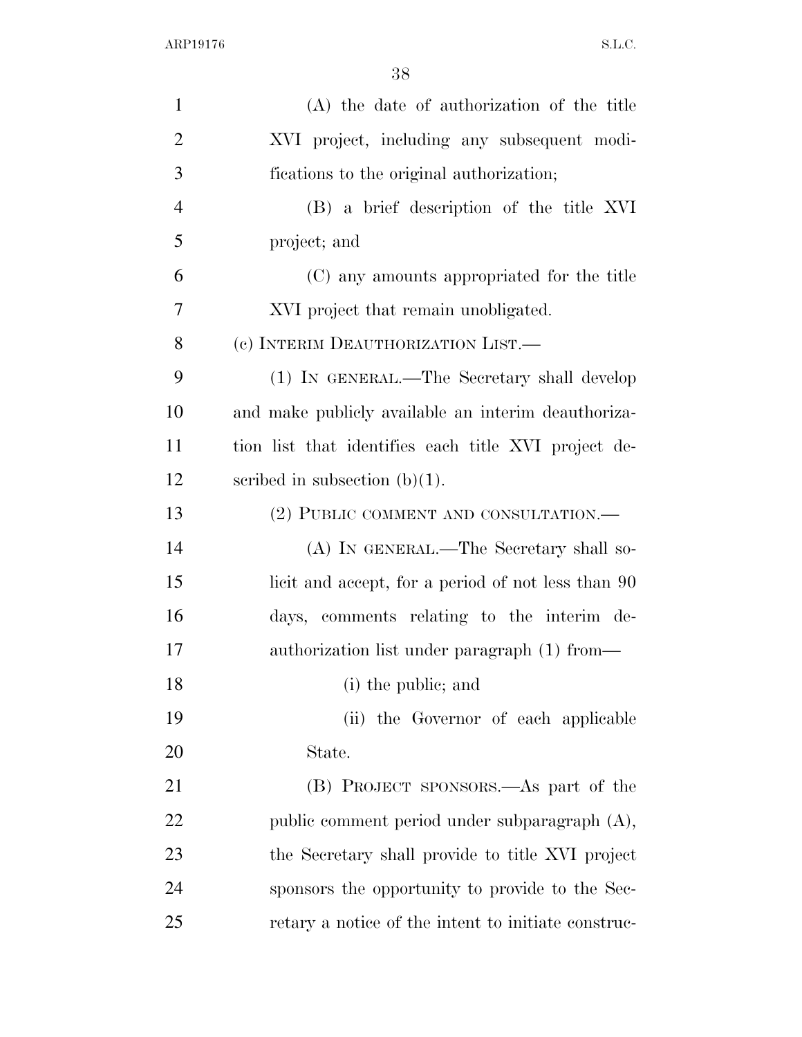(A) the date of authorization of the title XVI project, including any subsequent modifications to the original authorization;

(B) a brief description of the title XVI project; and

(C) any amounts appropriated for the title XVI project that remain unobligated.

(c) INTERIM DEAUTHORIZATION LIST.—

(1) IN GENERAL.—The Secretary shall develop and make publicly available an interim deauthorization list that identifies each title XVI project described in subsection (b)(1).

(2) PUBLIC COMMENT AND CONSULTATION.—

(A) IN GENERAL.—The Secretary shall solicit and accept, for a period of not less than 90 days, comments relating to the interim deauthorization list under paragraph (1) from—

(i) the public; and

(ii) the Governor of each applicable State.

(B) PROJECT SPONSORS.—As part of the public comment period under subparagraph (A), the Secretary shall provide to title XVI project sponsors the opportunity to provide to the Secretary a notice of the intent to initiate construc-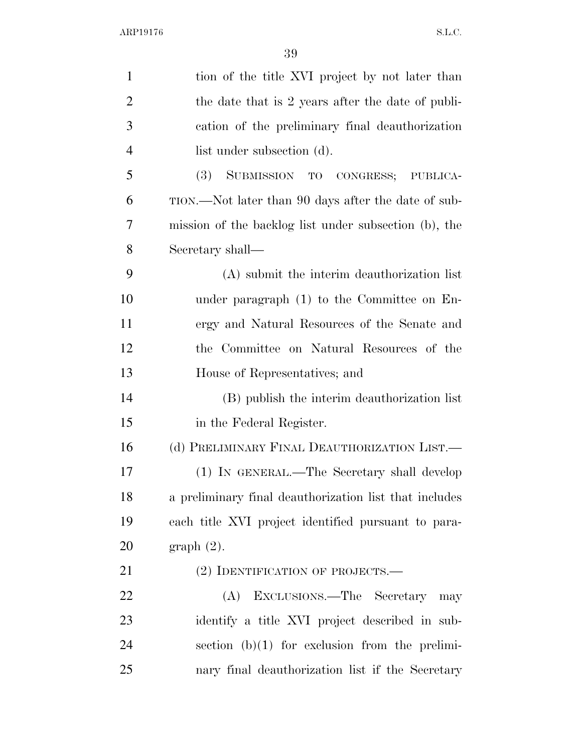tion of the title XVI project by not later than the date that is 2 years after the date of publication of the preliminary final deauthorization list under subsection (d).

(3) SUBMISSION TO CONGRESS; PUBLICATION.—Not later than 90 days after the date of submission of the backlog list under subsection (b), the Secretary shall—

(A) submit the interim deauthorization list under paragraph (1) to the Committee on Energy and Natural Resources of the Senate and the Committee on Natural Resources of the House of Representatives; and

(B) publish the interim deauthorization list in the Federal Register.

(d) PRELIMINARY FINAL DEAUTHORIZATION LIST.—

(1) IN GENERAL.—The Secretary shall develop a preliminary final deauthorization list that includes each title XVI project identified pursuant to paragraph (2).

(2) IDENTIFICATION OF PROJECTS.—

(A) EXCLUSIONS.—The Secretary may identify a title XVI project described in subsection (b)(1) for exclusion from the preliminary final deauthorization list if the Secretary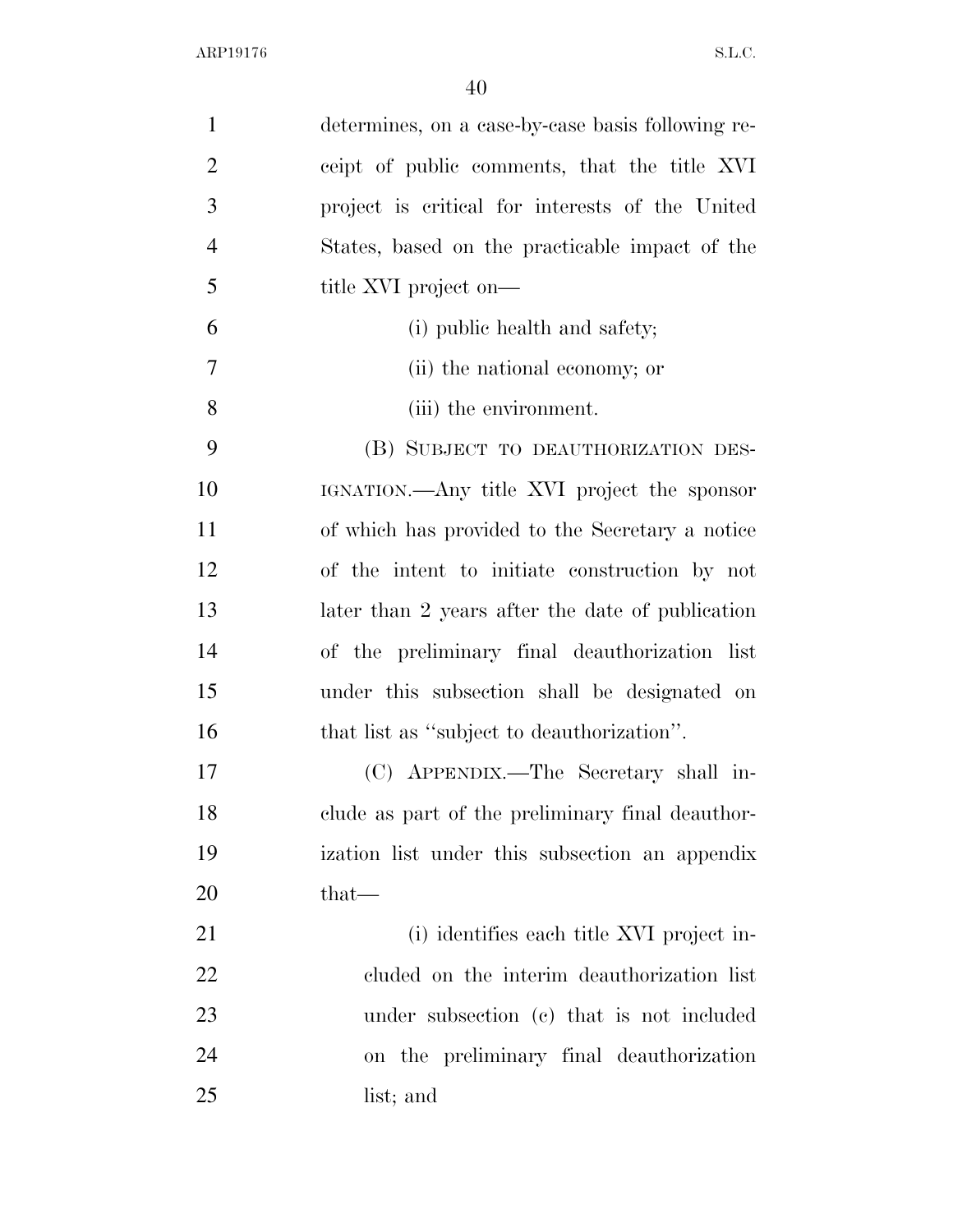determines, on a case-by-case basis following receipt of public comments, that the title XVI project is critical for interests of the United States, based on the practicable impact of the title XVI project on—

(i) public health and safety;

(ii) the national economy; or

(iii) the environment.

(B) SUBJECT TO DEAUTHORIZATION DESIGNATION.—Any title XVI project the sponsor of which has provided to the Secretary a notice of the intent to initiate construction by not later than 2 years after the date of publication of the preliminary final deauthorization list under this subsection shall be designated on that list as "subject to deauthorization".

(C) APPENDIX.—The Secretary shall include as part of the preliminary final deauthorization list under this subsection an appendix that—

(i) identifies each title XVI project included on the interim deauthorization list under subsection (c) that is not included on the preliminary final deauthorization list; and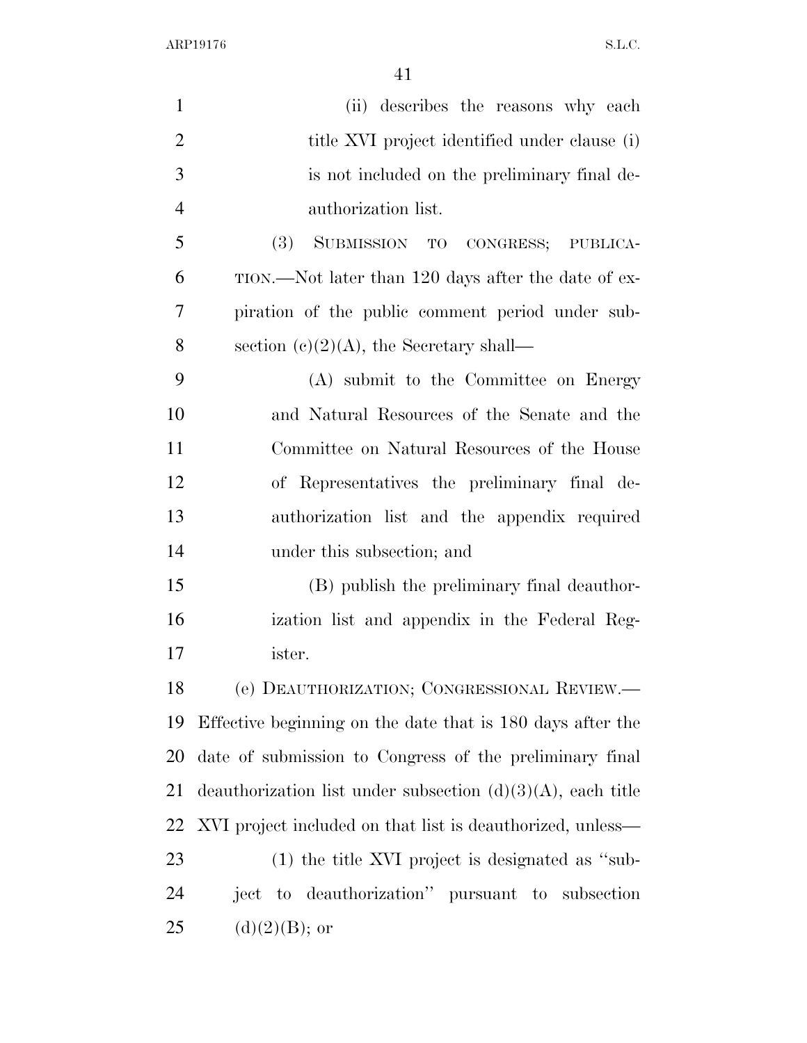(ii) describes the reasons why each title XVI project identified under clause (i) is not included on the preliminary final deauthorization list.

(3) SUBMISSION TO CONGRESS; PUBLICATION.—Not later than 120 days after the date of expiration of the public comment period under subsection (c)(2)(A), the Secretary shall—

(A) submit to the Committee on Energy and Natural Resources of the Senate and the Committee on Natural Resources of the House of Representatives the preliminary final deauthorization list and the appendix required under this subsection; and

(B) publish the preliminary final deauthorization list and appendix in the Federal Register.

(e) DEAUTHORIZATION; CONGRESSIONAL REVIEW.—Effective beginning on the date that is 180 days after the date of submission to Congress of the preliminary final deauthorization list under subsection (d)(3)(A), each title XVI project included on that list is deauthorized, unless—

(1) the title XVI project is designated as ''subject to deauthorization'' pursuant to subsection (d)(2)(B); or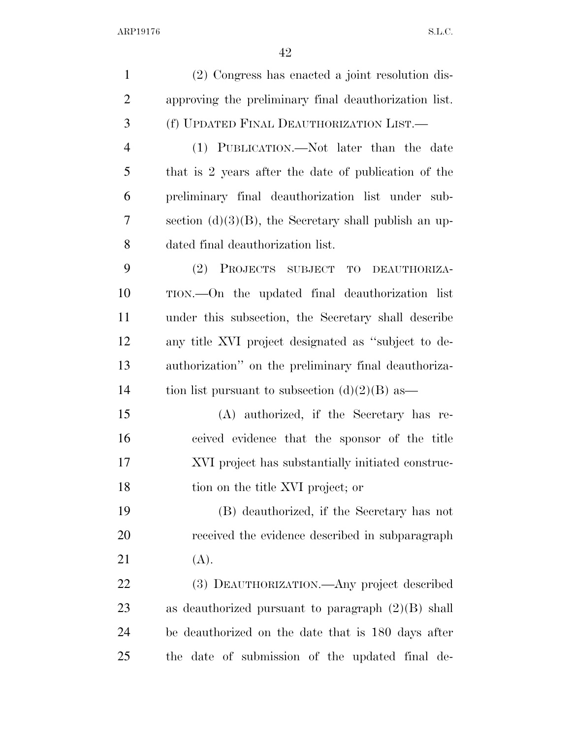(2) Congress has enacted a joint resolution disapproving the preliminary final deauthorization list.

(f) UPDATED FINAL DEAUTHORIZATION LIST.—

(1) PUBLICATION.—Not later than the date that is 2 years after the date of publication of the preliminary final deauthorization list under subsection (d)(3)(B), the Secretary shall publish an updated final deauthorization list.

(2) PROJECTS SUBJECT TO DEAUTHORIZATION.—On the updated final deauthorization list under this subsection, the Secretary shall describe any title XVI project designated as ''subject to deauthorization'' on the preliminary final deauthorization list pursuant to subsection (d)(2)(B) as—

(A) authorized, if the Secretary has received evidence that the sponsor of the title XVI project has substantially initiated construction on the title XVI project; or

(B) deauthorized, if the Secretary has not received the evidence described in subparagraph (A).

(3) DEAUTHORIZATION.—Any project described as deauthorized pursuant to paragraph (2)(B) shall be deauthorized on the date that is 180 days after the date of submission of the updated final de-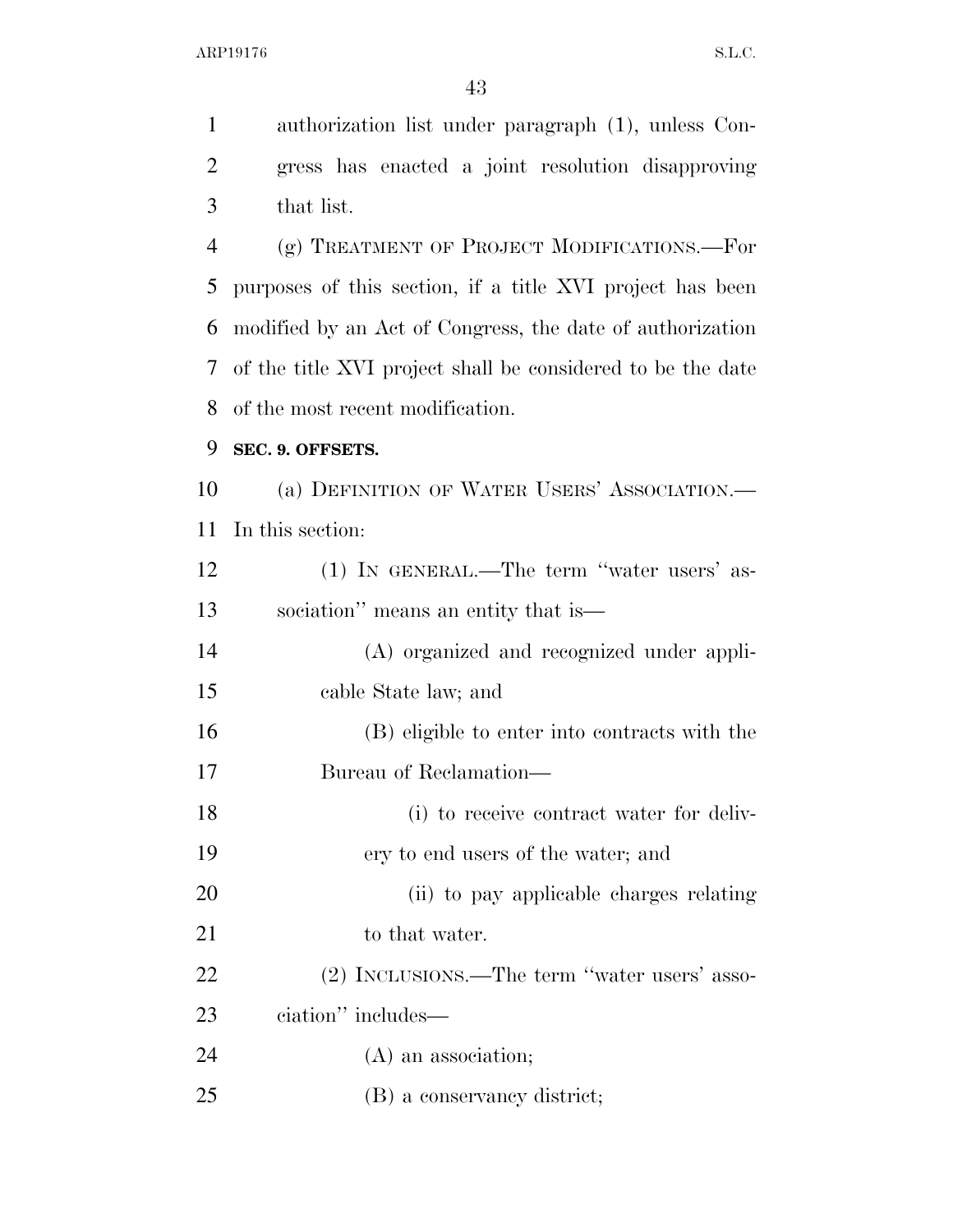authorization list under paragraph (1), unless Congress has enacted a joint resolution disapproving that list.

(g) TREATMENT OF PROJECT MODIFICATIONS.—For purposes of this section, if a title XVI project has been modified by an Act of Congress, the date of authorization of the title XVI project shall be considered to be the date of the most recent modification.

**SEC. 9. OFFSETS.**

(a) DEFINITION OF WATER USERS' ASSOCIATION.—In this section:

(1) IN GENERAL.—The term ''water users' association'' means an entity that is—

(A) organized and recognized under applicable State law; and

(B) eligible to enter into contracts with the Bureau of Reclamation—

(i) to receive contract water for delivery to end users of the water; and

(ii) to pay applicable charges relating to that water.

(2) INCLUSIONS.—The term ''water users' association'' includes—

(A) an association;

(B) a conservancy district;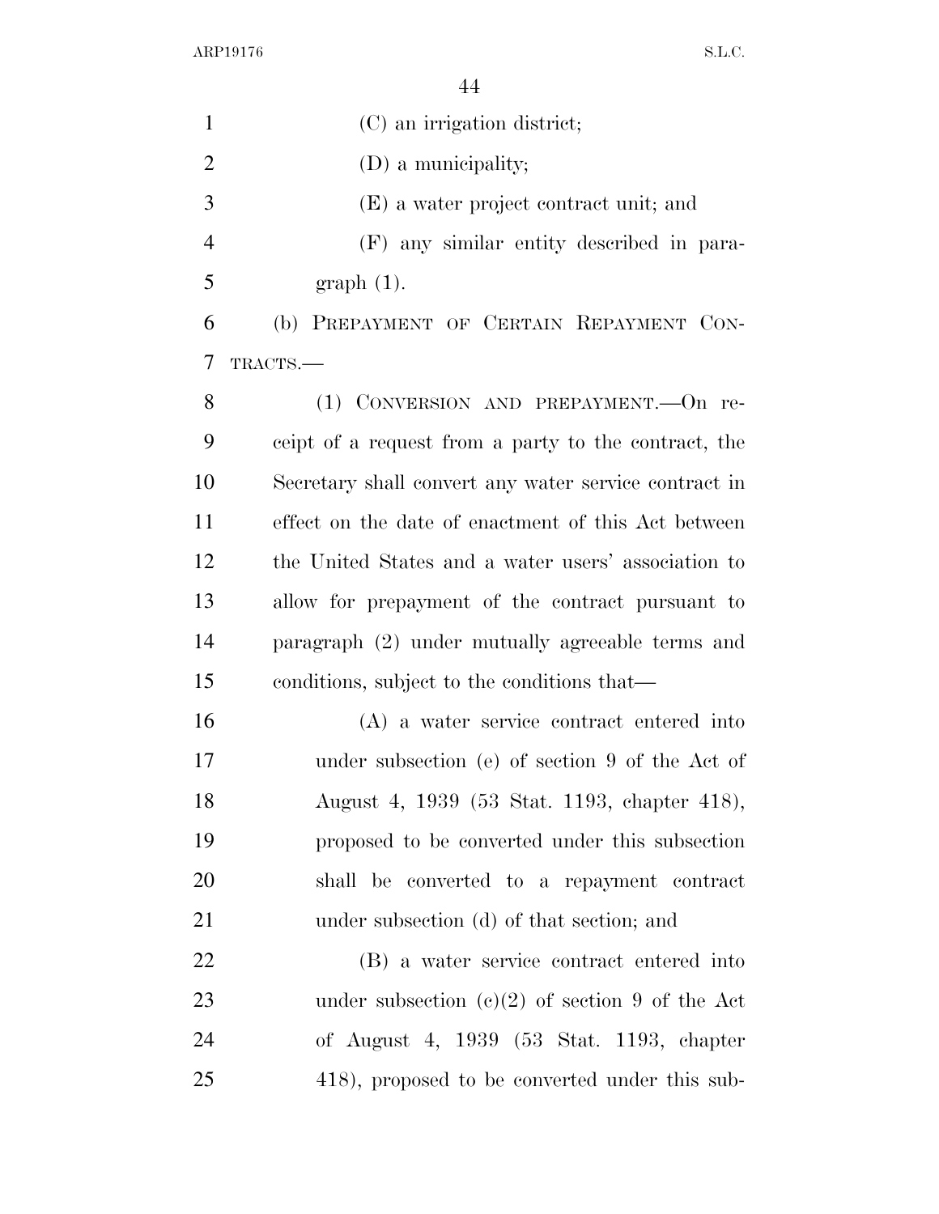(C) an irrigation district;

(D) a municipality;

(E) a water project contract unit; and

(F) any similar entity described in paragraph (1).

(b) PREPAYMENT OF CERTAIN REPAYMENT CONTRACTS.—

(1) CONVERSION AND PREPAYMENT.—On receipt of a request from a party to the contract, the Secretary shall convert any water service contract in effect on the date of enactment of this Act between the United States and a water users' association to allow for prepayment of the contract pursuant to paragraph (2) under mutually agreeable terms and conditions, subject to the conditions that—

(A) a water service contract entered into under subsection (e) of section 9 of the Act of August 4, 1939 (53 Stat. 1193, chapter 418), proposed to be converted under this subsection shall be converted to a repayment contract under subsection (d) of that section; and

(B) a water service contract entered into under subsection (c)(2) of section 9 of the Act of August 4, 1939 (53 Stat. 1193, chapter 418), proposed to be converted under this sub-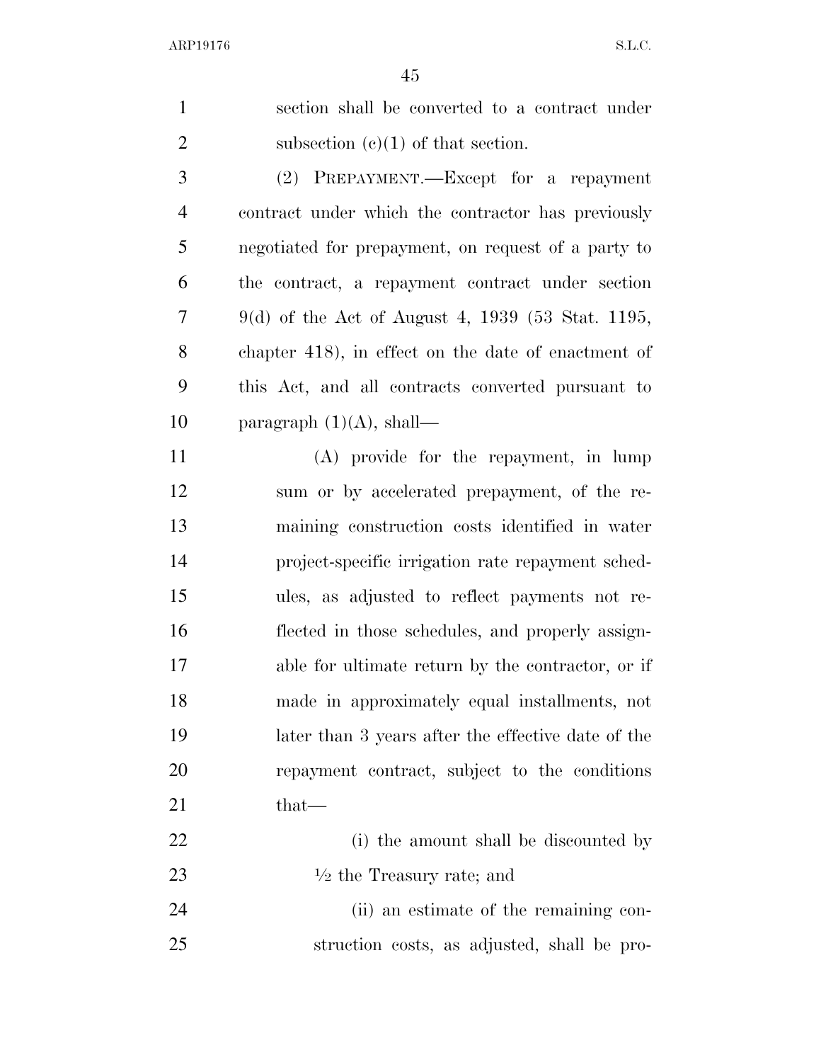section shall be converted to a contract under subsection (c)(1) of that section.

(2) PREPAYMENT.—Except for a repayment contract under which the contractor has previously negotiated for prepayment, on request of a party to the contract, a repayment contract under section 9(d) of the Act of August 4, 1939 (53 Stat. 1195, chapter 418), in effect on the date of enactment of this Act, and all contracts converted pursuant to paragraph (1)(A), shall—

(A) provide for the repayment, in lump sum or by accelerated prepayment, of the remaining construction costs identified in water project-specific irrigation rate repayment schedules, as adjusted to reflect payments not reflected in those schedules, and properly assignable for ultimate return by the contractor, or if made in approximately equal installments, not later than 3 years after the effective date of the repayment contract, subject to the conditions that—

(i) the amount shall be discounted by ½ the Treasury rate; and

(ii) an estimate of the remaining construction costs, as adjusted, shall be pro-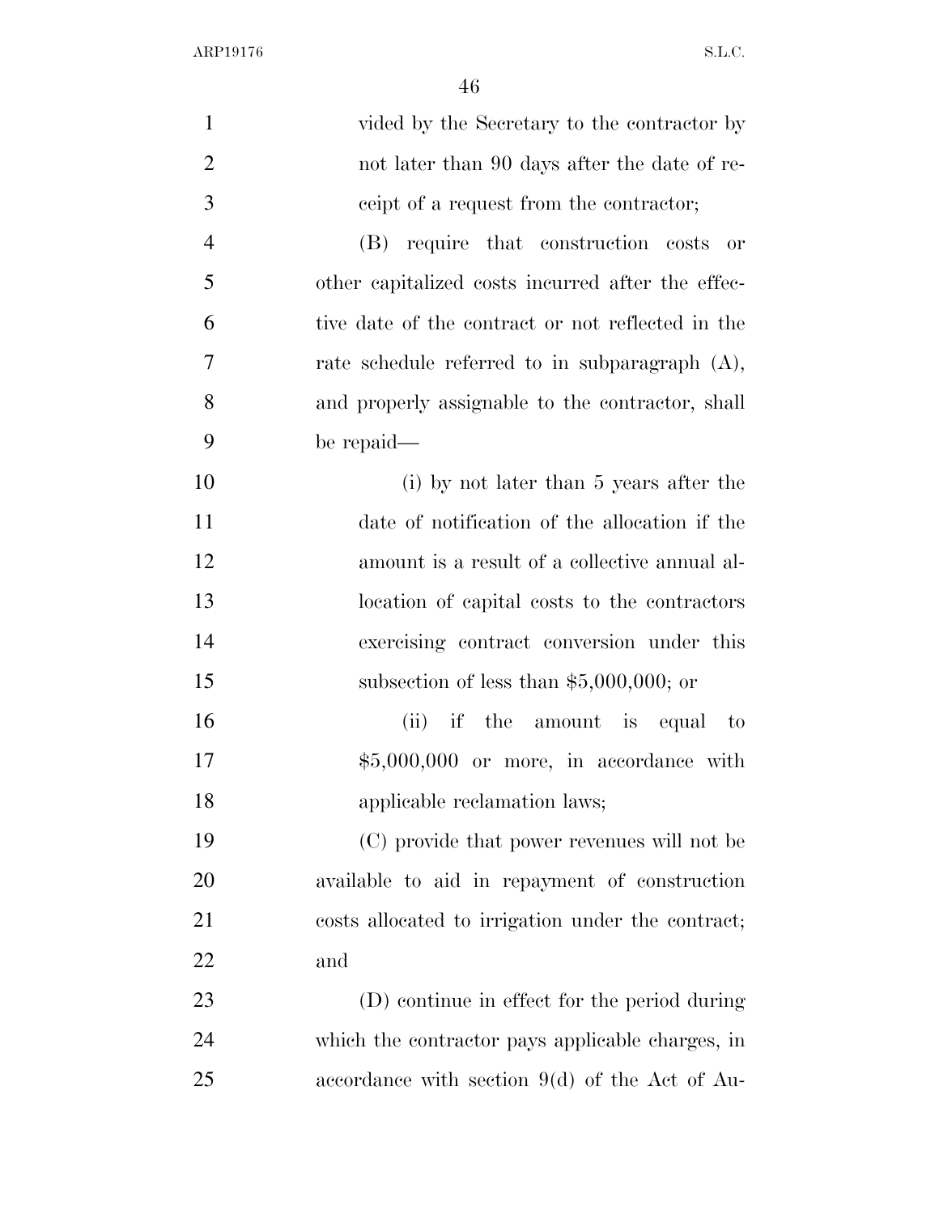vided by the Secretary to the contractor by not later than 90 days after the date of receipt of a request from the contractor;

(B) require that construction costs or other capitalized costs incurred after the effective date of the contract or not reflected in the rate schedule referred to in subparagraph (A), and properly assignable to the contractor, shall be repaid—

(i) by not later than 5 years after the date of notification of the allocation if the amount is a result of a collective annual allocation of capital costs to the contractors exercising contract conversion under this subsection of less than $5,000,000; or

(ii) if the amount is equal to $5,000,000 or more, in accordance with applicable reclamation laws;

(C) provide that power revenues will not be available to aid in repayment of construction costs allocated to irrigation under the contract; and

(D) continue in effect for the period during which the contractor pays applicable charges, in accordance with section 9(d) of the Act of Au-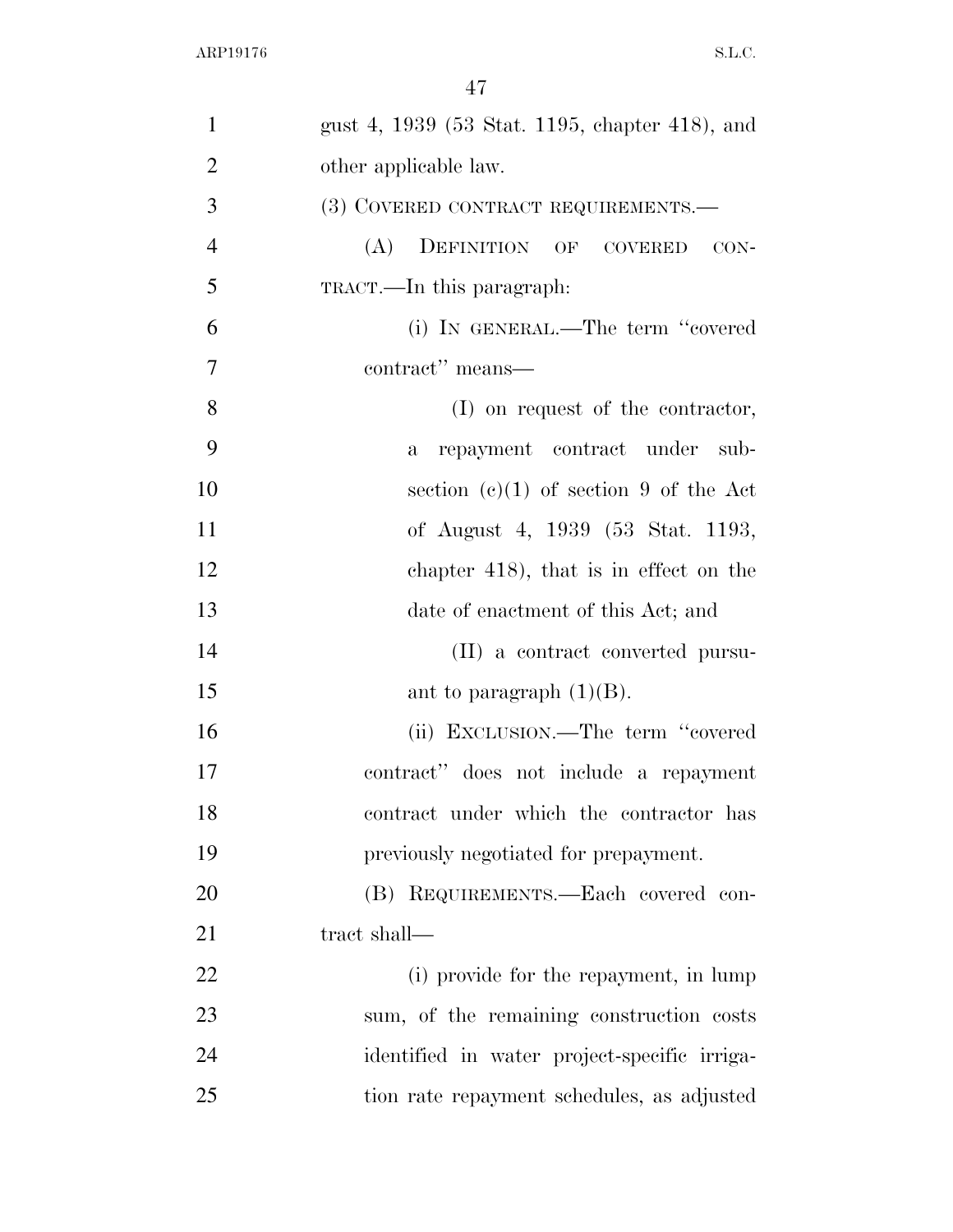gust 4, 1939 (53 Stat. 1195, chapter 418), and other applicable law.

(3) COVERED CONTRACT REQUIREMENTS.—

(A) DEFINITION OF COVERED CONTRACT.—In this paragraph:

(i) IN GENERAL.—The term "covered contract" means—

(I) on request of the contractor, a repayment contract under subsection (c)(1) of section 9 of the Act of August 4, 1939 (53 Stat. 1193, chapter 418), that is in effect on the date of enactment of this Act; and

(II) a contract converted pursuant to paragraph (1)(B).

(ii) EXCLUSION.—The term "covered contract" does not include a repayment contract under which the contractor has previously negotiated for prepayment.

(B) REQUIREMENTS.—Each covered contract shall—

(i) provide for the repayment, in lump sum, of the remaining construction costs identified in water project-specific irrigation rate repayment schedules, as adjusted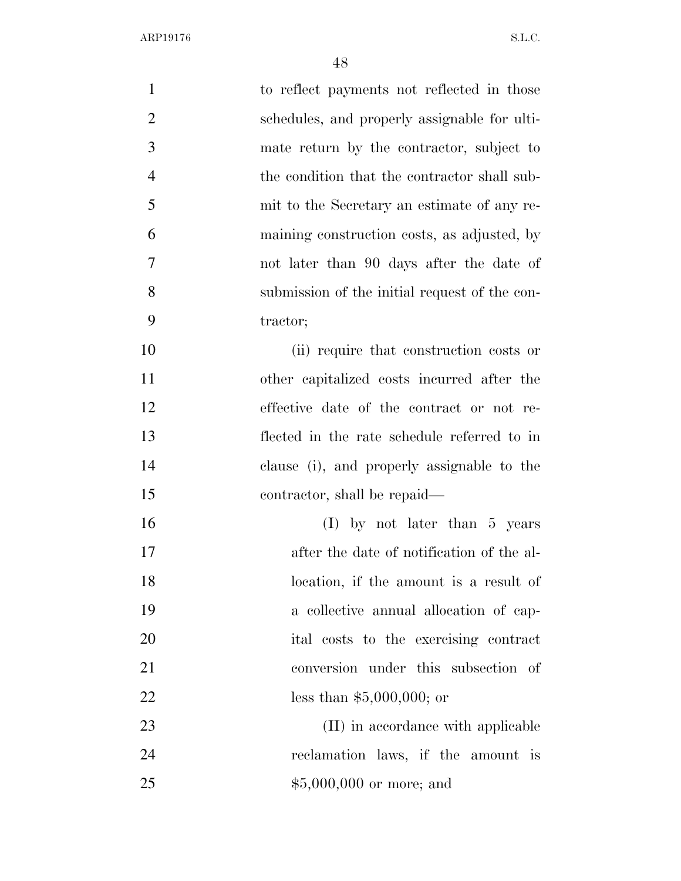to reflect payments not reflected in those schedules, and properly assignable for ultimate return by the contractor, subject to the condition that the contractor shall submit to the Secretary an estimate of any remaining construction costs, as adjusted, by not later than 90 days after the date of submission of the initial request of the contractor;

(ii) require that construction costs or other capitalized costs incurred after the effective date of the contract or not reflected in the rate schedule referred to in clause (i), and properly assignable to the contractor, shall be repaid—

(I) by not later than 5 years after the date of notification of the allocation, if the amount is a result of a collective annual allocation of capital costs to the exercising contract conversion under this subsection of less than $5,000,000; or

(II) in accordance with applicable reclamation laws, if the amount is $5,000,000 or more; and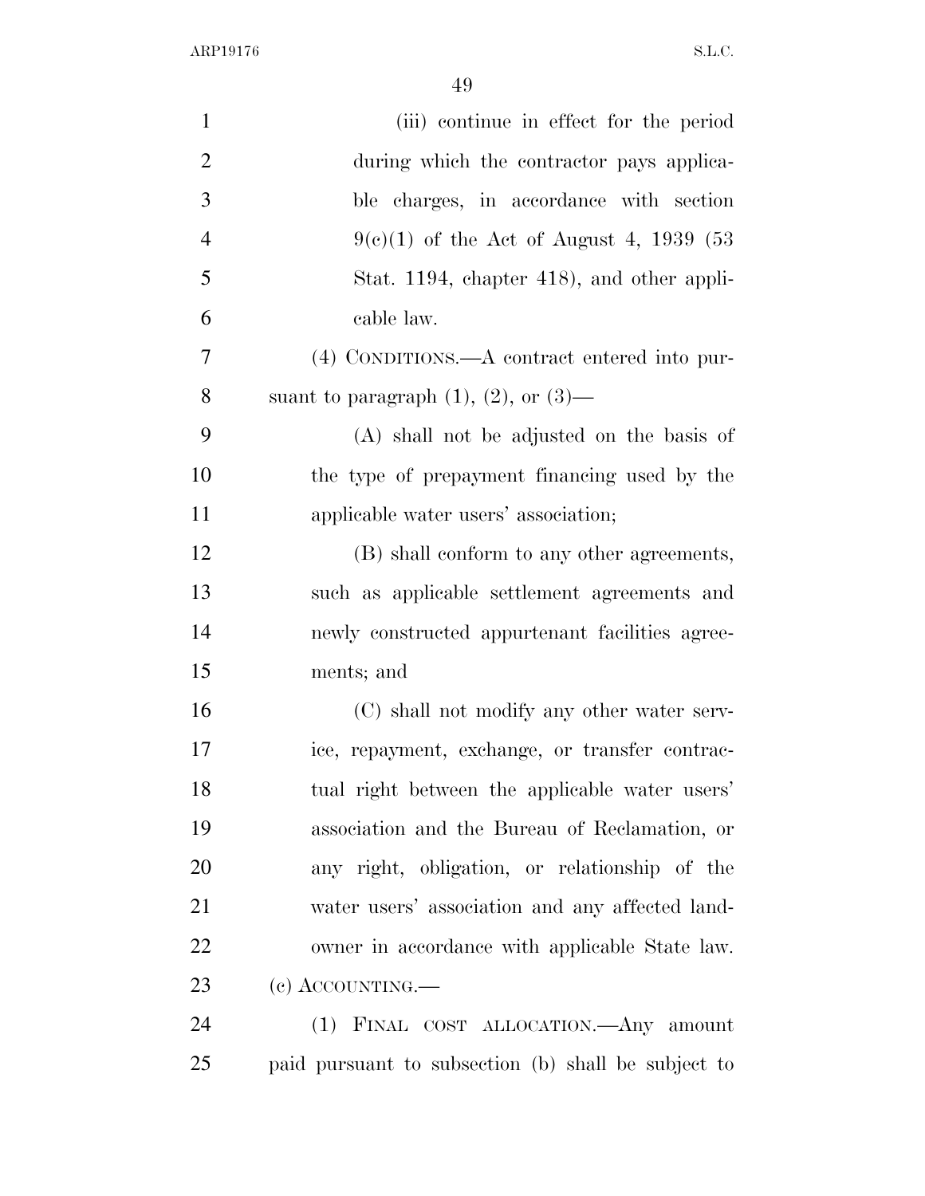(iii) continue in effect for the period during which the contractor pays applicable charges, in accordance with section 9(c)(1) of the Act of August 4, 1939 (53 Stat. 1194, chapter 418), and other applicable law.

(4) CONDITIONS.—A contract entered into pursuant to paragraph (1), (2), or (3)—

(A) shall not be adjusted on the basis of the type of prepayment financing used by the applicable water users' association;

(B) shall conform to any other agreements, such as applicable settlement agreements and newly constructed appurtenant facilities agreements; and

(C) shall not modify any other water service, repayment, exchange, or transfer contractual right between the applicable water users' association and the Bureau of Reclamation, or any right, obligation, or relationship of the water users' association and any affected landowner in accordance with applicable State law.

(c) ACCOUNTING.—

(1) FINAL COST ALLOCATION.—Any amount paid pursuant to subsection (b) shall be subject to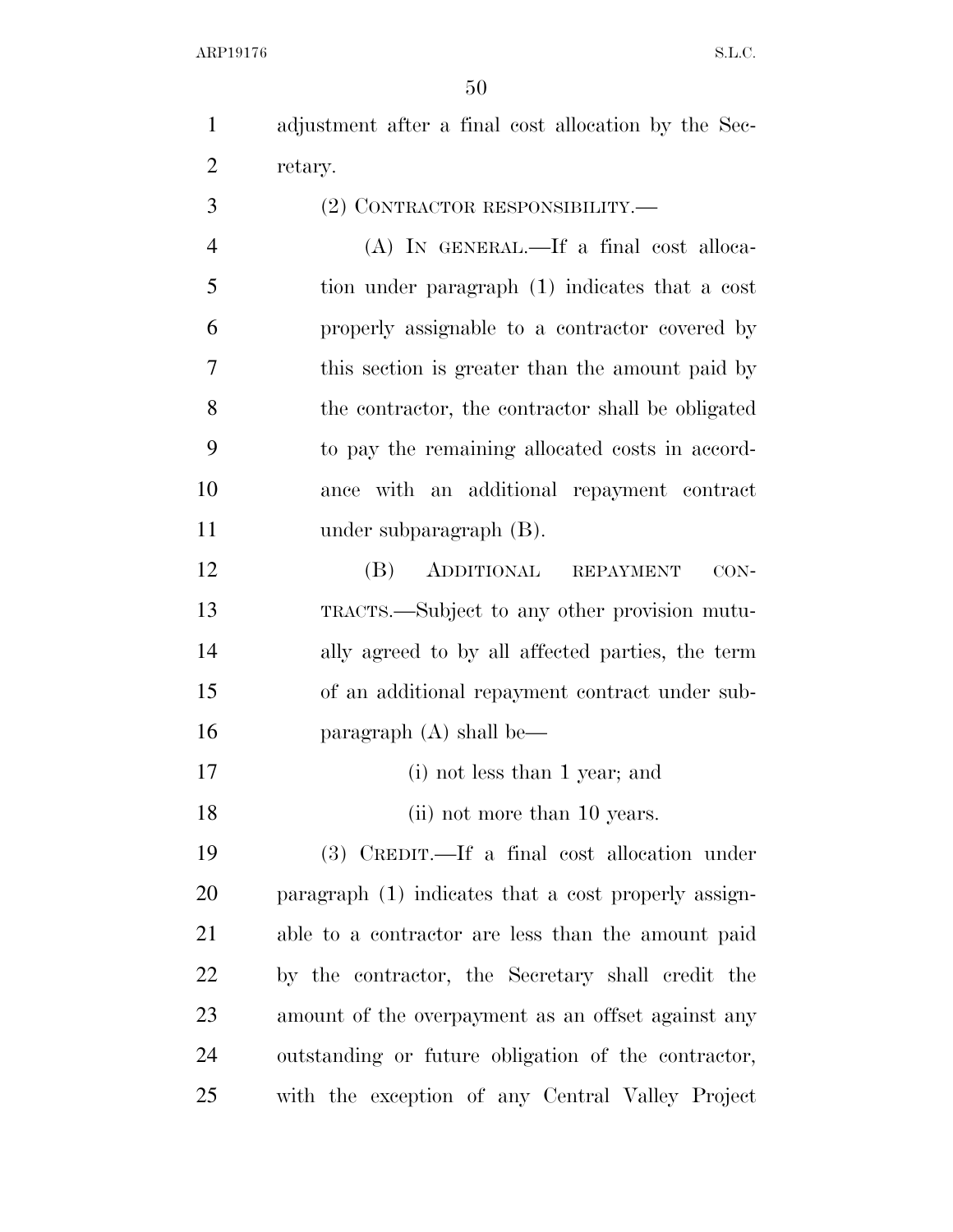adjustment after a final cost allocation by the Secretary.

(2) CONTRACTOR RESPONSIBILITY.—

(A) IN GENERAL.—If a final cost allocation under paragraph (1) indicates that a cost properly assignable to a contractor covered by this section is greater than the amount paid by the contractor, the contractor shall be obligated to pay the remaining allocated costs in accordance with an additional repayment contract under subparagraph (B).

(B) ADDITIONAL REPAYMENT CONTRACTS.—Subject to any other provision mutually agreed to by all affected parties, the term of an additional repayment contract under subparagraph (A) shall be—

(i) not less than 1 year; and

(ii) not more than 10 years.

(3) CREDIT.—If a final cost allocation under paragraph (1) indicates that a cost properly assignable to a contractor are less than the amount paid by the contractor, the Secretary shall credit the amount of the overpayment as an offset against any outstanding or future obligation of the contractor, with the exception of any Central Valley Project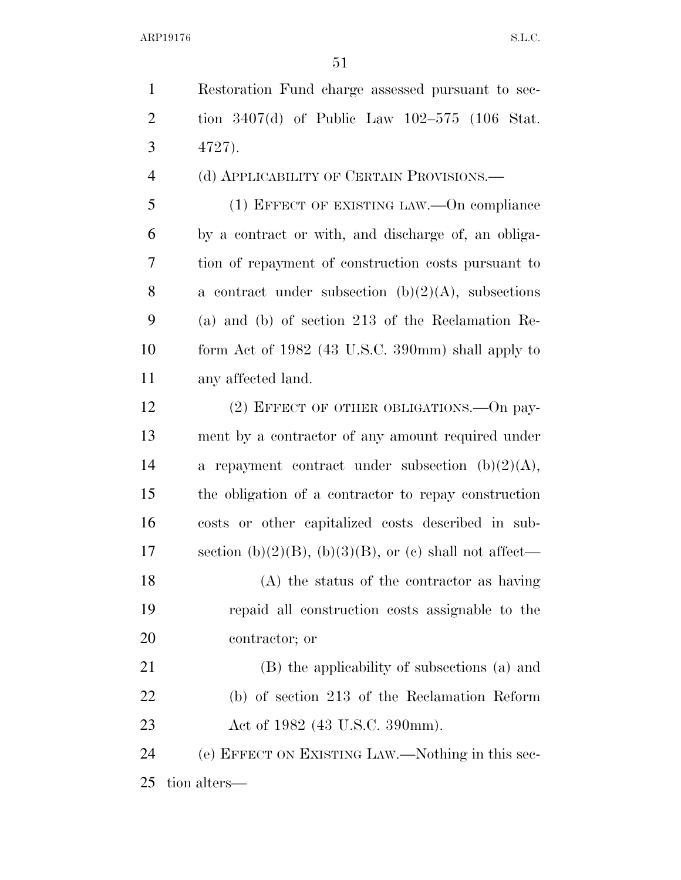Restoration Fund charge assessed pursuant to section 3407(d) of Public Law 102–575 (106 Stat. 4727).

(d) APPLICABILITY OF CERTAIN PROVISIONS.—

(1) EFFECT OF EXISTING LAW.—On compliance by a contract or with, and discharge of, an obligation of repayment of construction costs pursuant to a contract under subsection (b)(2)(A), subsections (a) and (b) of section 213 of the Reclamation Reform Act of 1982 (43 U.S.C. 390mm) shall apply to any affected land.

(2) EFFECT OF OTHER OBLIGATIONS.—On payment by a contractor of any amount required under a repayment contract under subsection (b)(2)(A), the obligation of a contractor to repay construction costs or other capitalized costs described in subsection (b)(2)(B), (b)(3)(B), or (c) shall not affect—

(A) the status of the contractor as having repaid all construction costs assignable to the contractor; or

(B) the applicability of subsections (a) and (b) of section 213 of the Reclamation Reform Act of 1982 (43 U.S.C. 390mm).

(e) EFFECT ON EXISTING LAW.—Nothing in this section alters—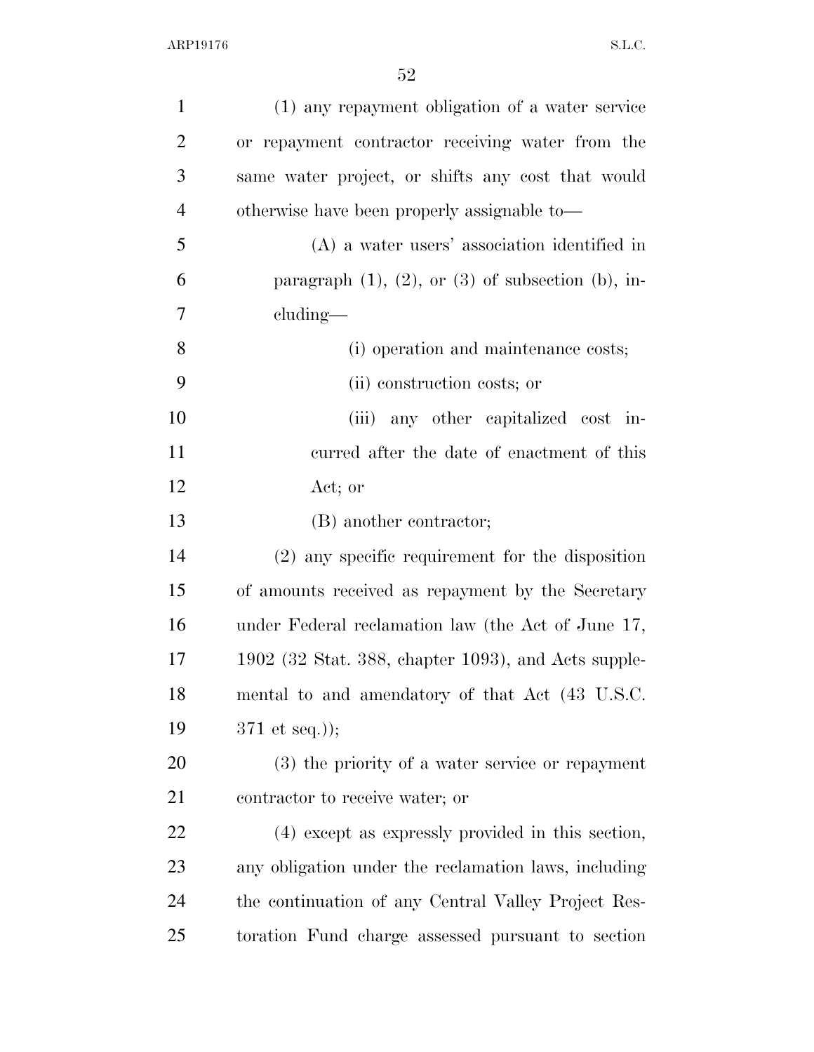(1) any repayment obligation of a water service or repayment contractor receiving water from the same water project, or shifts any cost that would otherwise have been properly assignable to—

(A) a water users' association identified in paragraph (1), (2), or (3) of subsection (b), including—

(i) operation and maintenance costs;

(ii) construction costs; or

(iii) any other capitalized cost incurred after the date of enactment of this Act; or

(B) another contractor;

(2) any specific requirement for the disposition of amounts received as repayment by the Secretary under Federal reclamation law (the Act of June 17, 1902 (32 Stat. 388, chapter 1093), and Acts supplemental to and amendatory of that Act (43 U.S.C. 371 et seq.));

(3) the priority of a water service or repayment contractor to receive water; or

(4) except as expressly provided in this section, any obligation under the reclamation laws, including the continuation of any Central Valley Project Restoration Fund charge assessed pursuant to section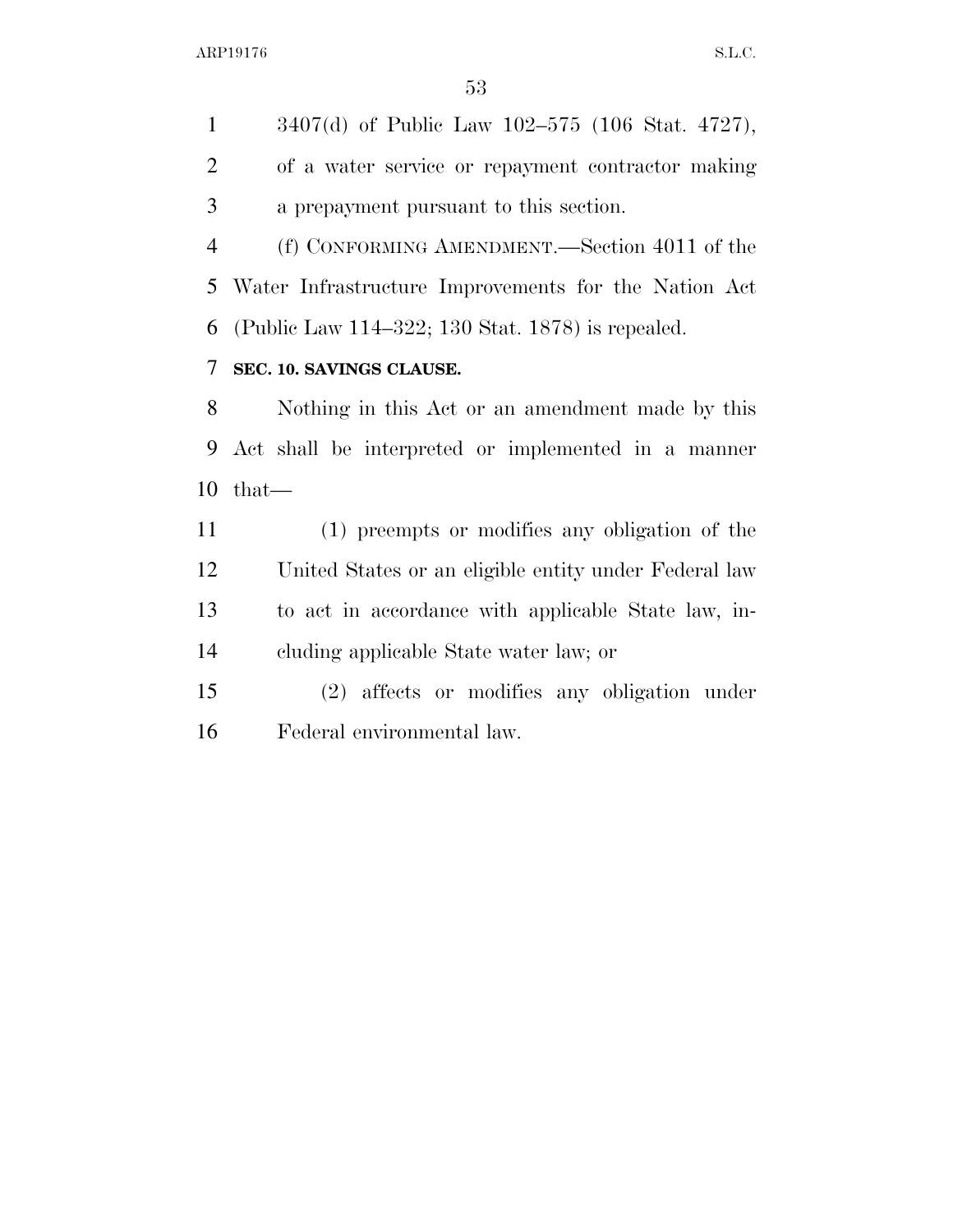3407(d) of Public Law 102–575 (106 Stat. 4727), of a water service or repayment contractor making a prepayment pursuant to this section.

(f) CONFORMING AMENDMENT.—Section 4011 of the Water Infrastructure Improvements for the Nation Act (Public Law 114–322; 130 Stat. 1878) is repealed.

**SEC. 10. SAVINGS CLAUSE.**

Nothing in this Act or an amendment made by this Act shall be interpreted or implemented in a manner that—

(1) preempts or modifies any obligation of the United States or an eligible entity under Federal law to act in accordance with applicable State law, including applicable State water law; or

(2) affects or modifies any obligation under Federal environmental law.